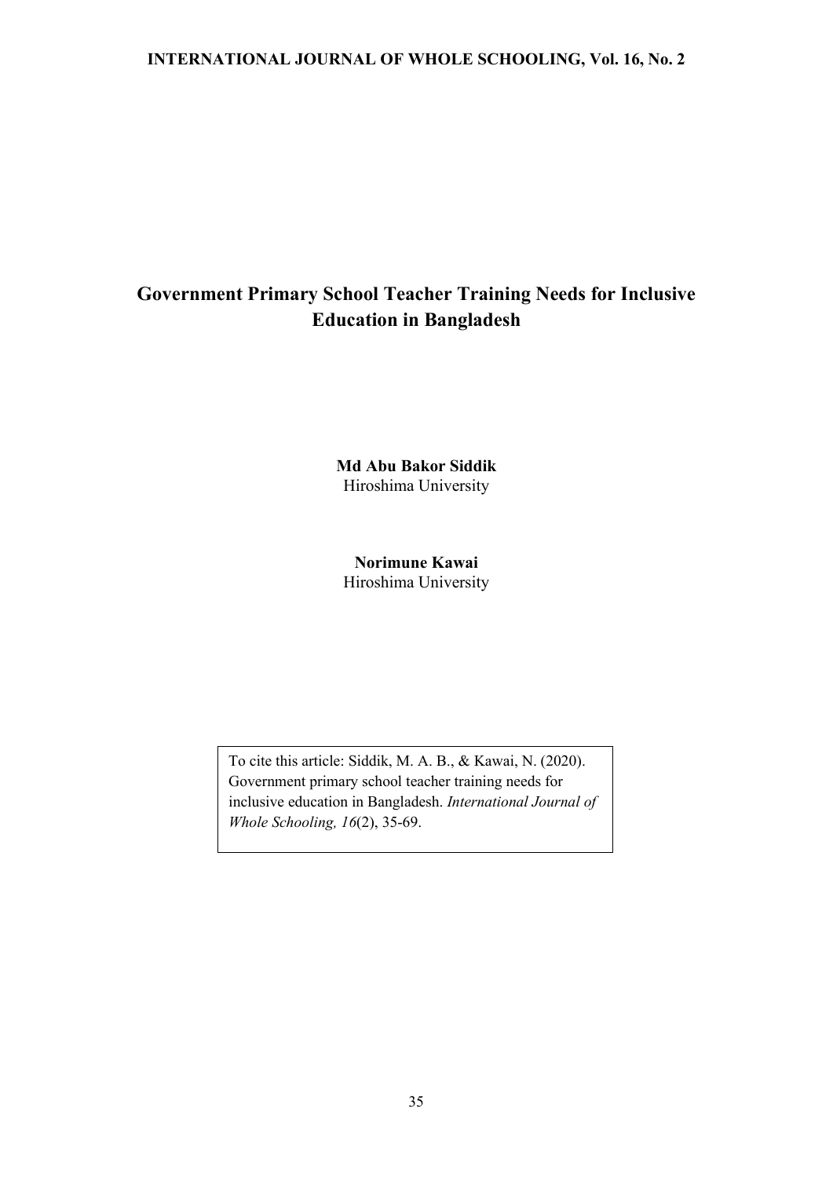# Government Primary School Teacher Training Needs for Inclusive Education in Bangladesh

**Md Abu Bakor Siddik**
Hiroshima University

**Norimune Kawai**
Hiroshima University

To cite this article: Siddik, M. A. B., & Kawai, N. (2020). Government primary school teacher training needs for inclusive education in Bangladesh. *International Journal of Whole Schooling, 16*(2), 35-69.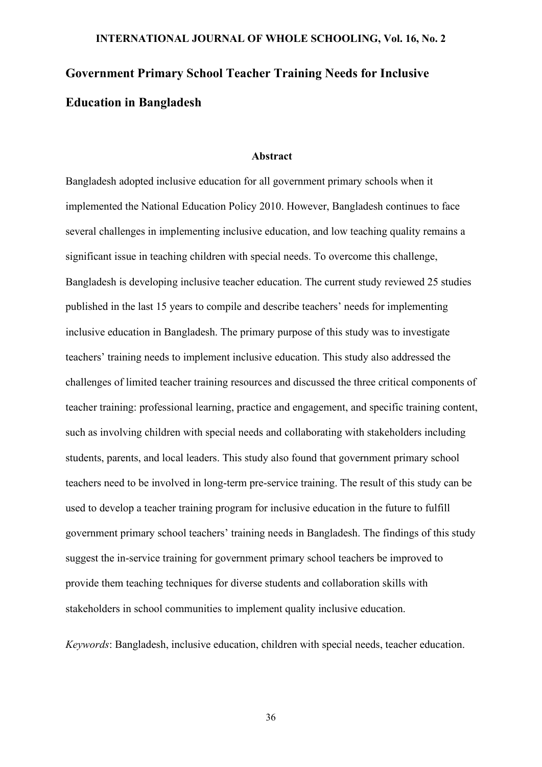# Government Primary School Teacher Training Needs for Inclusive Education in Bangladesh

## Abstract

Bangladesh adopted inclusive education for all government primary schools when it implemented the National Education Policy 2010. However, Bangladesh continues to face several challenges in implementing inclusive education, and low teaching quality remains a significant issue in teaching children with special needs. To overcome this challenge, Bangladesh is developing inclusive teacher education. The current study reviewed 25 studies published in the last 15 years to compile and describe teachers' needs for implementing inclusive education in Bangladesh. The primary purpose of this study was to investigate teachers' training needs to implement inclusive education. This study also addressed the challenges of limited teacher training resources and discussed the three critical components of teacher training: professional learning, practice and engagement, and specific training content, such as involving children with special needs and collaborating with stakeholders including students, parents, and local leaders. This study also found that government primary school teachers need to be involved in long-term pre-service training. The result of this study can be used to develop a teacher training program for inclusive education in the future to fulfill government primary school teachers' training needs in Bangladesh. The findings of this study suggest the in-service training for government primary school teachers be improved to provide them teaching techniques for diverse students and collaboration skills with stakeholders in school communities to implement quality inclusive education.

*Keywords*: Bangladesh, inclusive education, children with special needs, teacher education.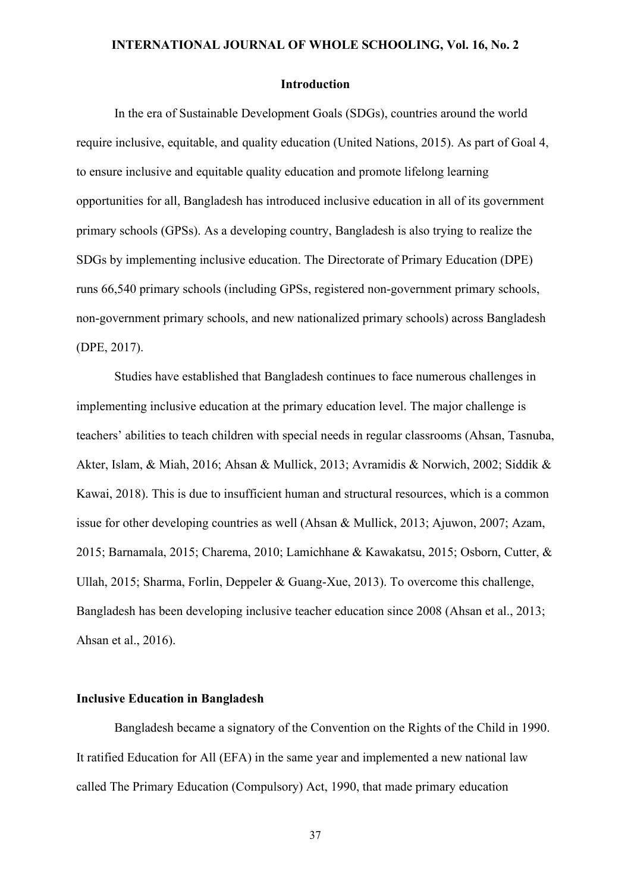## Introduction

In the era of Sustainable Development Goals (SDGs), countries around the world require inclusive, equitable, and quality education (United Nations, 2015). As part of Goal 4, to ensure inclusive and equitable quality education and promote lifelong learning opportunities for all, Bangladesh has introduced inclusive education in all of its government primary schools (GPSs). As a developing country, Bangladesh is also trying to realize the SDGs by implementing inclusive education. The Directorate of Primary Education (DPE) runs 66,540 primary schools (including GPSs, registered non-government primary schools, non-government primary schools, and new nationalized primary schools) across Bangladesh (DPE, 2017).

Studies have established that Bangladesh continues to face numerous challenges in implementing inclusive education at the primary education level. The major challenge is teachers' abilities to teach children with special needs in regular classrooms (Ahsan, Tasnuba, Akter, Islam, & Miah, 2016; Ahsan & Mullick, 2013; Avramidis & Norwich, 2002; Siddik & Kawai, 2018). This is due to insufficient human and structural resources, which is a common issue for other developing countries as well (Ahsan & Mullick, 2013; Ajuwon, 2007; Azam, 2015; Barnamala, 2015; Charema, 2010; Lamichhane & Kawakatsu, 2015; Osborn, Cutter, & Ullah, 2015; Sharma, Forlin, Deppeler & Guang-Xue, 2013). To overcome this challenge, Bangladesh has been developing inclusive teacher education since 2008 (Ahsan et al., 2013; Ahsan et al., 2016).

### Inclusive Education in Bangladesh

Bangladesh became a signatory of the Convention on the Rights of the Child in 1990. It ratified Education for All (EFA) in the same year and implemented a new national law called The Primary Education (Compulsory) Act, 1990, that made primary education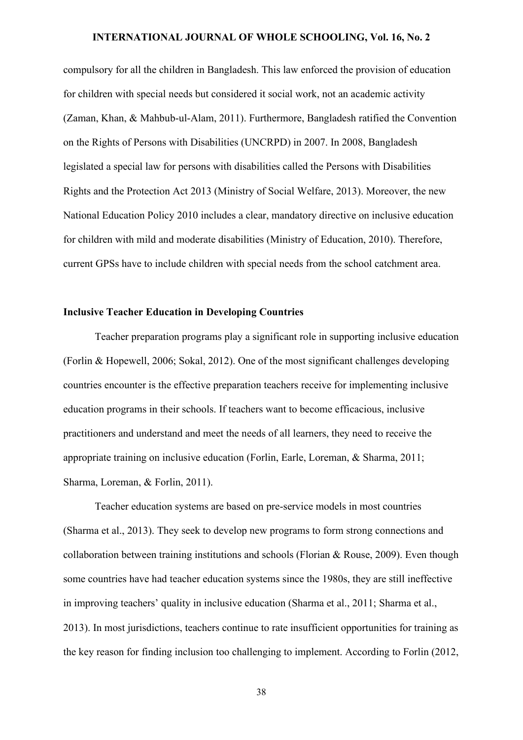compulsory for all the children in Bangladesh. This law enforced the provision of education for children with special needs but considered it social work, not an academic activity (Zaman, Khan, & Mahbub-ul-Alam, 2011). Furthermore, Bangladesh ratified the Convention on the Rights of Persons with Disabilities (UNCRPD) in 2007. In 2008, Bangladesh legislated a special law for persons with disabilities called the Persons with Disabilities Rights and the Protection Act 2013 (Ministry of Social Welfare, 2013). Moreover, the new National Education Policy 2010 includes a clear, mandatory directive on inclusive education for children with mild and moderate disabilities (Ministry of Education, 2010). Therefore, current GPSs have to include children with special needs from the school catchment area.

### Inclusive Teacher Education in Developing Countries

Teacher preparation programs play a significant role in supporting inclusive education (Forlin & Hopewell, 2006; Sokal, 2012). One of the most significant challenges developing countries encounter is the effective preparation teachers receive for implementing inclusive education programs in their schools. If teachers want to become efficacious, inclusive practitioners and understand and meet the needs of all learners, they need to receive the appropriate training on inclusive education (Forlin, Earle, Loreman, & Sharma, 2011; Sharma, Loreman, & Forlin, 2011).

Teacher education systems are based on pre-service models in most countries (Sharma et al., 2013). They seek to develop new programs to form strong connections and collaboration between training institutions and schools (Florian & Rouse, 2009). Even though some countries have had teacher education systems since the 1980s, they are still ineffective in improving teachers' quality in inclusive education (Sharma et al., 2011; Sharma et al., 2013). In most jurisdictions, teachers continue to rate insufficient opportunities for training as the key reason for finding inclusion too challenging to implement. According to Forlin (2012,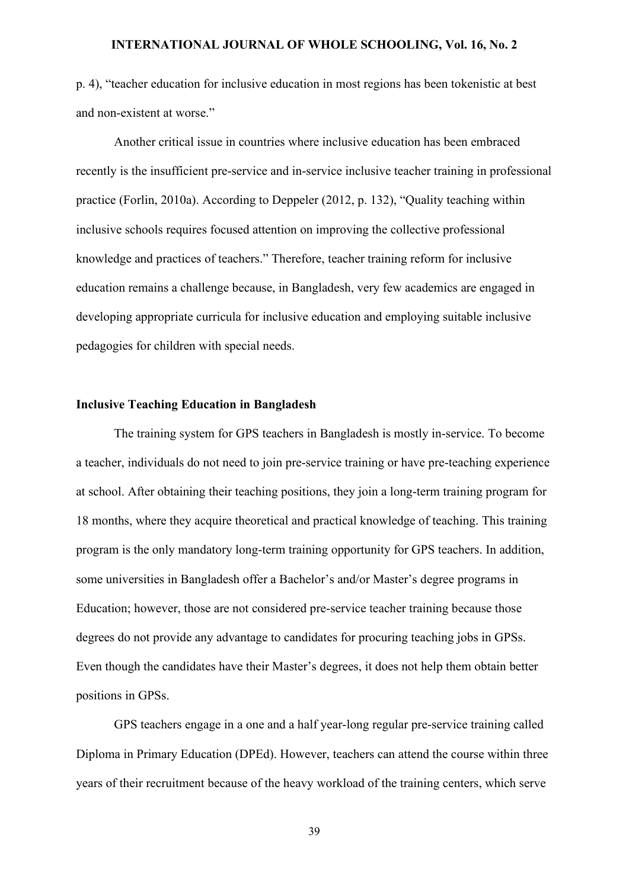p. 4), "teacher education for inclusive education in most regions has been tokenistic at best and non-existent at worse."

Another critical issue in countries where inclusive education has been embraced recently is the insufficient pre-service and in-service inclusive teacher training in professional practice (Forlin, 2010a). According to Deppeler (2012, p. 132), "Quality teaching within inclusive schools requires focused attention on improving the collective professional knowledge and practices of teachers." Therefore, teacher training reform for inclusive education remains a challenge because, in Bangladesh, very few academics are engaged in developing appropriate curricula for inclusive education and employing suitable inclusive pedagogies for children with special needs.

## Inclusive Teaching Education in Bangladesh

The training system for GPS teachers in Bangladesh is mostly in-service. To become a teacher, individuals do not need to join pre-service training or have pre-teaching experience at school. After obtaining their teaching positions, they join a long-term training program for 18 months, where they acquire theoretical and practical knowledge of teaching. This training program is the only mandatory long-term training opportunity for GPS teachers. In addition, some universities in Bangladesh offer a Bachelor's and/or Master's degree programs in Education; however, those are not considered pre-service teacher training because those degrees do not provide any advantage to candidates for procuring teaching jobs in GPSs. Even though the candidates have their Master's degrees, it does not help them obtain better positions in GPSs.

GPS teachers engage in a one and a half year-long regular pre-service training called Diploma in Primary Education (DPEd). However, teachers can attend the course within three years of their recruitment because of the heavy workload of the training centers, which serve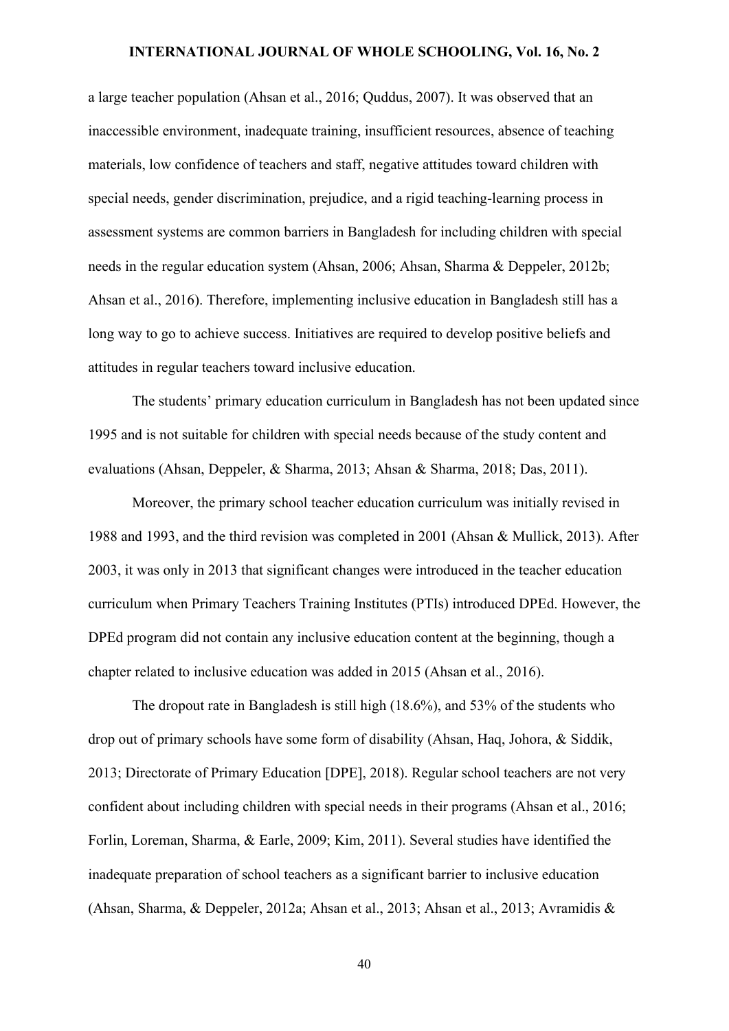a large teacher population (Ahsan et al., 2016; Quddus, 2007). It was observed that an inaccessible environment, inadequate training, insufficient resources, absence of teaching materials, low confidence of teachers and staff, negative attitudes toward children with special needs, gender discrimination, prejudice, and a rigid teaching-learning process in assessment systems are common barriers in Bangladesh for including children with special needs in the regular education system (Ahsan, 2006; Ahsan, Sharma & Deppeler, 2012b; Ahsan et al., 2016). Therefore, implementing inclusive education in Bangladesh still has a long way to go to achieve success. Initiatives are required to develop positive beliefs and attitudes in regular teachers toward inclusive education.

The students' primary education curriculum in Bangladesh has not been updated since 1995 and is not suitable for children with special needs because of the study content and evaluations (Ahsan, Deppeler, & Sharma, 2013; Ahsan & Sharma, 2018; Das, 2011).

Moreover, the primary school teacher education curriculum was initially revised in 1988 and 1993, and the third revision was completed in 2001 (Ahsan & Mullick, 2013). After 2003, it was only in 2013 that significant changes were introduced in the teacher education curriculum when Primary Teachers Training Institutes (PTIs) introduced DPEd. However, the DPEd program did not contain any inclusive education content at the beginning, though a chapter related to inclusive education was added in 2015 (Ahsan et al., 2016).

The dropout rate in Bangladesh is still high (18.6%), and 53% of the students who drop out of primary schools have some form of disability (Ahsan, Haq, Johora, & Siddik, 2013; Directorate of Primary Education [DPE], 2018). Regular school teachers are not very confident about including children with special needs in their programs (Ahsan et al., 2016; Forlin, Loreman, Sharma, & Earle, 2009; Kim, 2011). Several studies have identified the inadequate preparation of school teachers as a significant barrier to inclusive education (Ahsan, Sharma, & Deppeler, 2012a; Ahsan et al., 2013; Ahsan et al., 2013; Avramidis &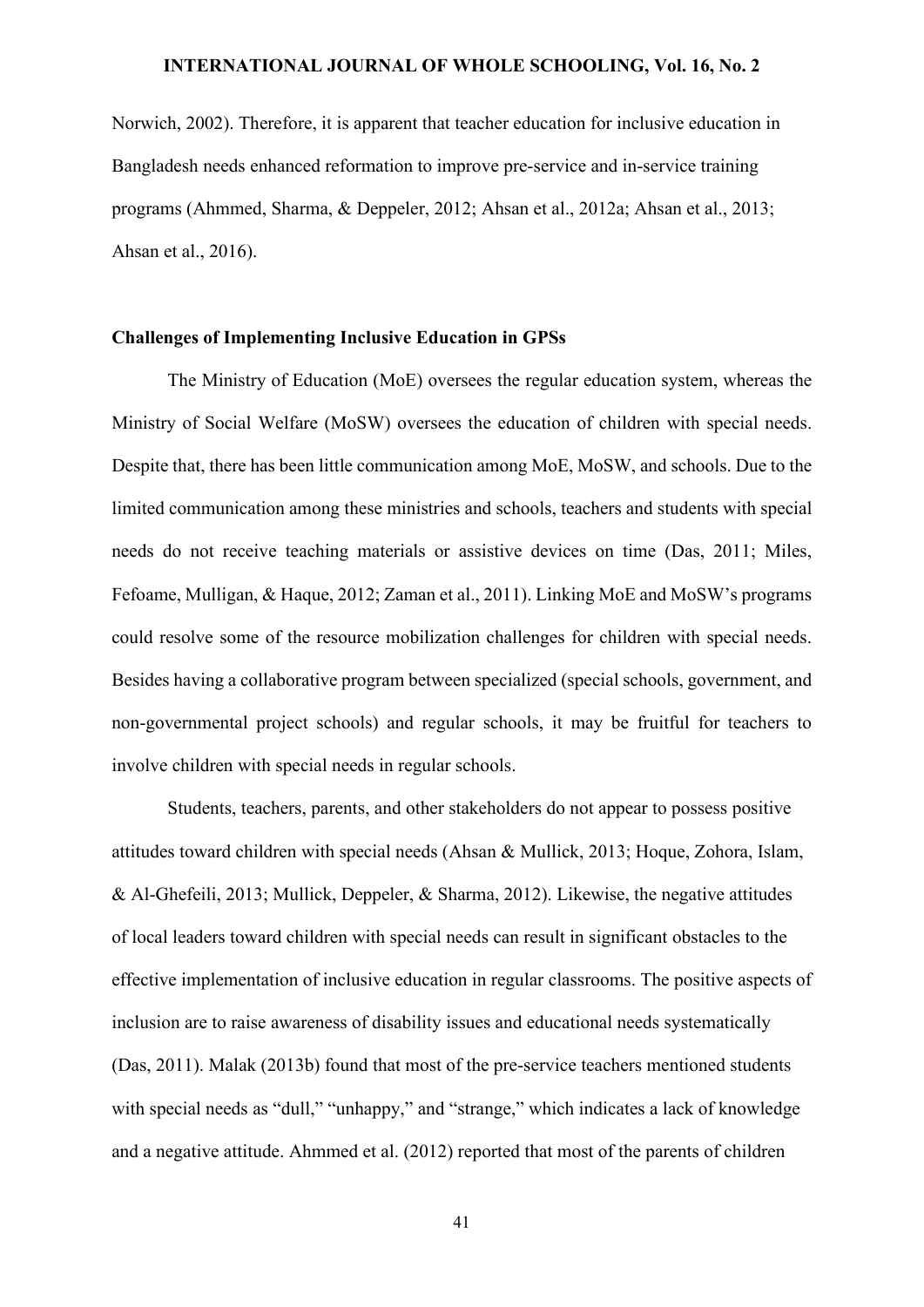Norwich, 2002). Therefore, it is apparent that teacher education for inclusive education in Bangladesh needs enhanced reformation to improve pre-service and in-service training programs (Ahmmed, Sharma, & Deppeler, 2012; Ahsan et al., 2012a; Ahsan et al., 2013; Ahsan et al., 2016).

### Challenges of Implementing Inclusive Education in GPSs

The Ministry of Education (MoE) oversees the regular education system, whereas the Ministry of Social Welfare (MoSW) oversees the education of children with special needs. Despite that, there has been little communication among MoE, MoSW, and schools. Due to the limited communication among these ministries and schools, teachers and students with special needs do not receive teaching materials or assistive devices on time (Das, 2011; Miles, Fefoame, Mulligan, & Haque, 2012; Zaman et al., 2011). Linking MoE and MoSW's programs could resolve some of the resource mobilization challenges for children with special needs. Besides having a collaborative program between specialized (special schools, government, and non-governmental project schools) and regular schools, it may be fruitful for teachers to involve children with special needs in regular schools.

Students, teachers, parents, and other stakeholders do not appear to possess positive attitudes toward children with special needs (Ahsan & Mullick, 2013; Hoque, Zohora, Islam, & Al-Ghefeili, 2013; Mullick, Deppeler, & Sharma, 2012). Likewise, the negative attitudes of local leaders toward children with special needs can result in significant obstacles to the effective implementation of inclusive education in regular classrooms. The positive aspects of inclusion are to raise awareness of disability issues and educational needs systematically (Das, 2011). Malak (2013b) found that most of the pre-service teachers mentioned students with special needs as "dull," "unhappy," and "strange," which indicates a lack of knowledge and a negative attitude. Ahmmed et al. (2012) reported that most of the parents of children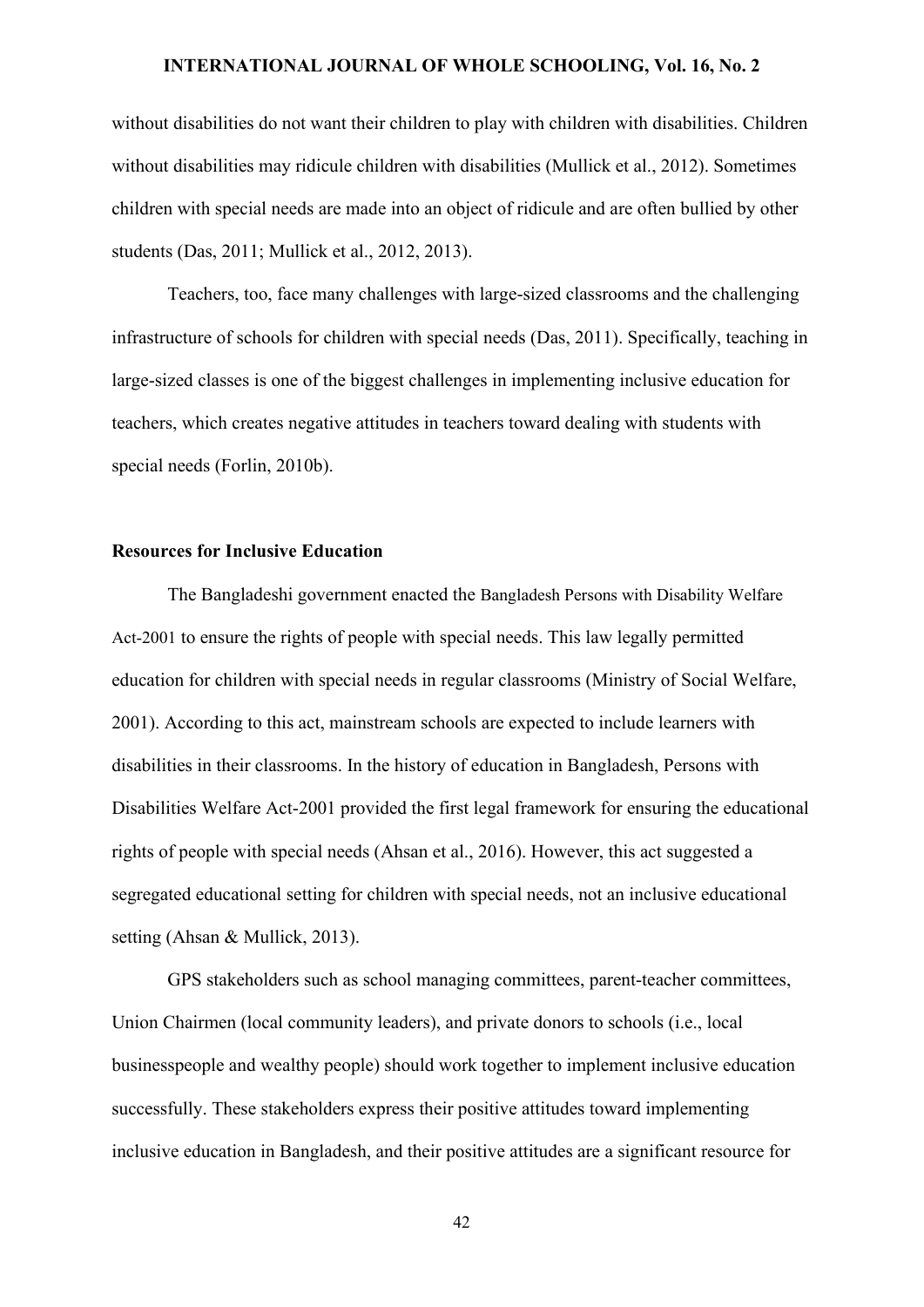without disabilities do not want their children to play with children with disabilities. Children without disabilities may ridicule children with disabilities (Mullick et al., 2012). Sometimes children with special needs are made into an object of ridicule and are often bullied by other students (Das, 2011; Mullick et al., 2012, 2013).

Teachers, too, face many challenges with large-sized classrooms and the challenging infrastructure of schools for children with special needs (Das, 2011). Specifically, teaching in large-sized classes is one of the biggest challenges in implementing inclusive education for teachers, which creates negative attitudes in teachers toward dealing with students with special needs (Forlin, 2010b).

**Resources for Inclusive Education**

The Bangladeshi government enacted the Bangladesh Persons with Disability Welfare Act-2001 to ensure the rights of people with special needs. This law legally permitted education for children with special needs in regular classrooms (Ministry of Social Welfare, 2001). According to this act, mainstream schools are expected to include learners with disabilities in their classrooms. In the history of education in Bangladesh, Persons with Disabilities Welfare Act-2001 provided the first legal framework for ensuring the educational rights of people with special needs (Ahsan et al., 2016). However, this act suggested a segregated educational setting for children with special needs, not an inclusive educational setting (Ahsan & Mullick, 2013).

GPS stakeholders such as school managing committees, parent-teacher committees, Union Chairmen (local community leaders), and private donors to schools (i.e., local businesspeople and wealthy people) should work together to implement inclusive education successfully. These stakeholders express their positive attitudes toward implementing inclusive education in Bangladesh, and their positive attitudes are a significant resource for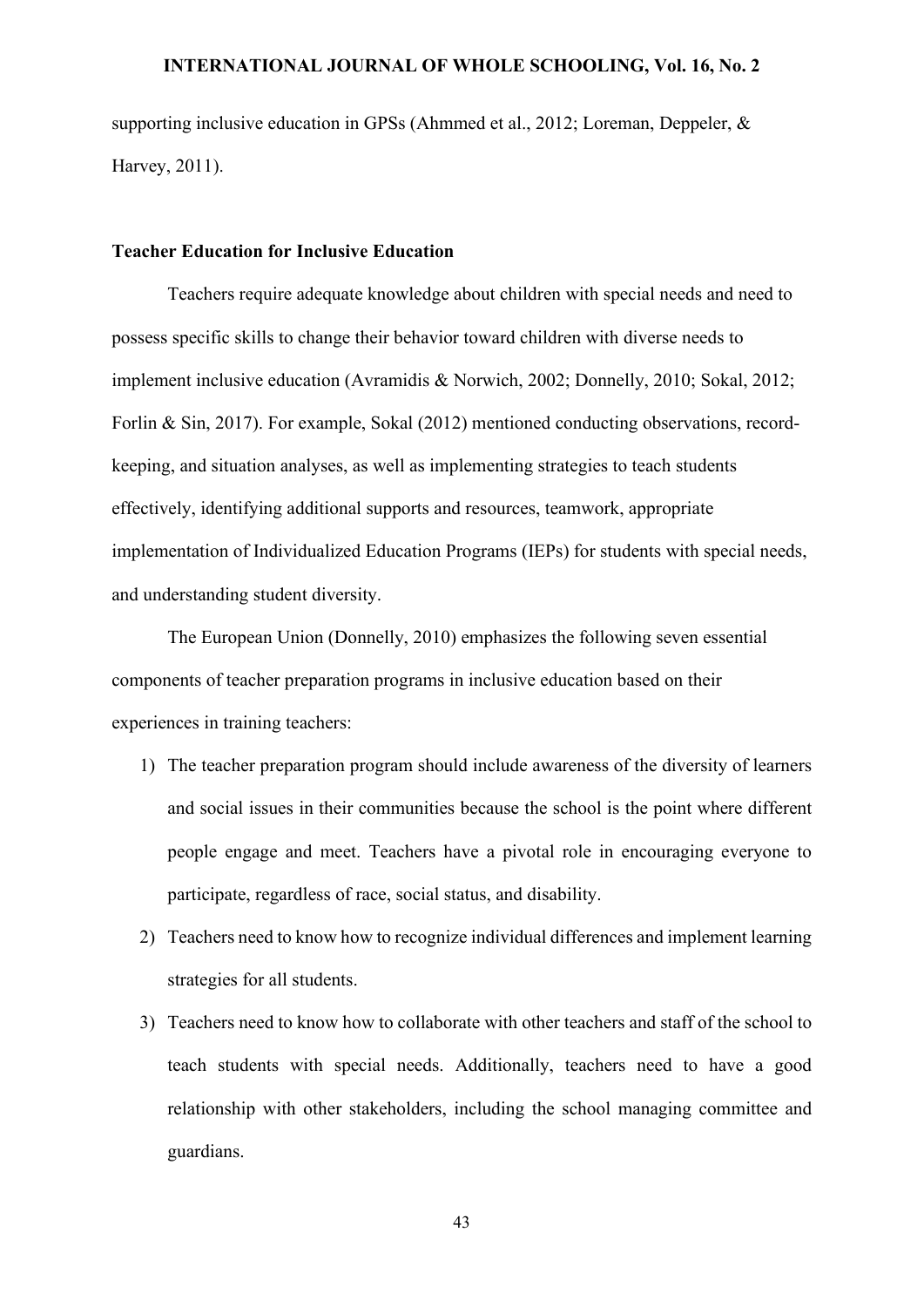supporting inclusive education in GPSs (Ahmmed et al., 2012; Loreman, Deppeler, & Harvey, 2011).

### Teacher Education for Inclusive Education

Teachers require adequate knowledge about children with special needs and need to possess specific skills to change their behavior toward children with diverse needs to implement inclusive education (Avramidis & Norwich, 2002; Donnelly, 2010; Sokal, 2012; Forlin & Sin, 2017). For example, Sokal (2012) mentioned conducting observations, record-keeping, and situation analyses, as well as implementing strategies to teach students effectively, identifying additional supports and resources, teamwork, appropriate implementation of Individualized Education Programs (IEPs) for students with special needs, and understanding student diversity.

The European Union (Donnelly, 2010) emphasizes the following seven essential components of teacher preparation programs in inclusive education based on their experiences in training teachers:

1) The teacher preparation program should include awareness of the diversity of learners and social issues in their communities because the school is the point where different people engage and meet. Teachers have a pivotal role in encouraging everyone to participate, regardless of race, social status, and disability.
2) Teachers need to know how to recognize individual differences and implement learning strategies for all students.
3) Teachers need to know how to collaborate with other teachers and staff of the school to teach students with special needs. Additionally, teachers need to have a good relationship with other stakeholders, including the school managing committee and guardians.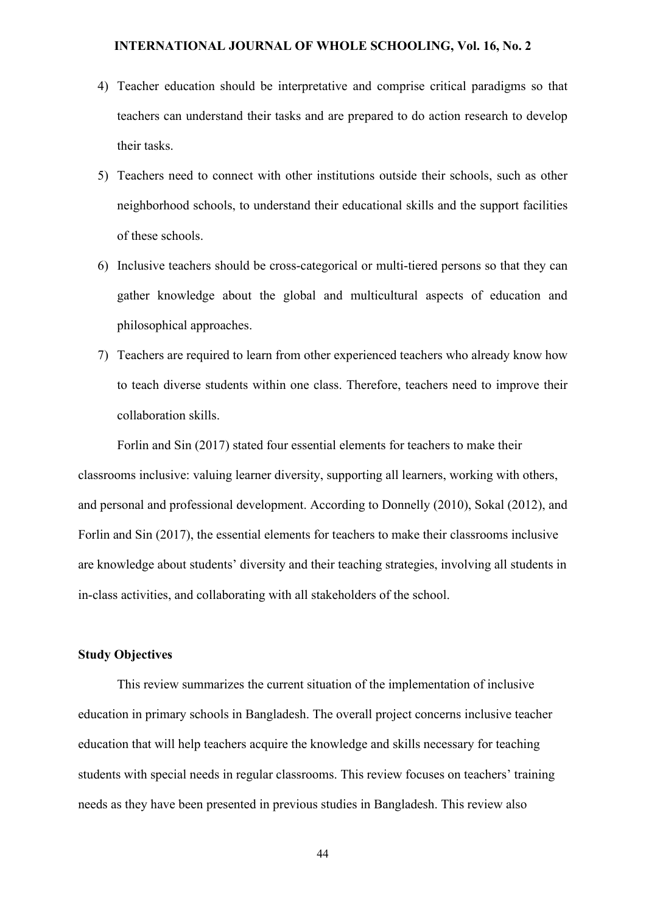4) Teacher education should be interpretative and comprise critical paradigms so that teachers can understand their tasks and are prepared to do action research to develop their tasks.
5) Teachers need to connect with other institutions outside their schools, such as other neighborhood schools, to understand their educational skills and the support facilities of these schools.
6) Inclusive teachers should be cross-categorical or multi-tiered persons so that they can gather knowledge about the global and multicultural aspects of education and philosophical approaches.
7) Teachers are required to learn from other experienced teachers who already know how to teach diverse students within one class. Therefore, teachers need to improve their collaboration skills.

Forlin and Sin (2017) stated four essential elements for teachers to make their classrooms inclusive: valuing learner diversity, supporting all learners, working with others, and personal and professional development. According to Donnelly (2010), Sokal (2012), and Forlin and Sin (2017), the essential elements for teachers to make their classrooms inclusive are knowledge about students' diversity and their teaching strategies, involving all students in in-class activities, and collaborating with all stakeholders of the school.

**Study Objectives**

This review summarizes the current situation of the implementation of inclusive education in primary schools in Bangladesh. The overall project concerns inclusive teacher education that will help teachers acquire the knowledge and skills necessary for teaching students with special needs in regular classrooms. This review focuses on teachers' training needs as they have been presented in previous studies in Bangladesh. This review also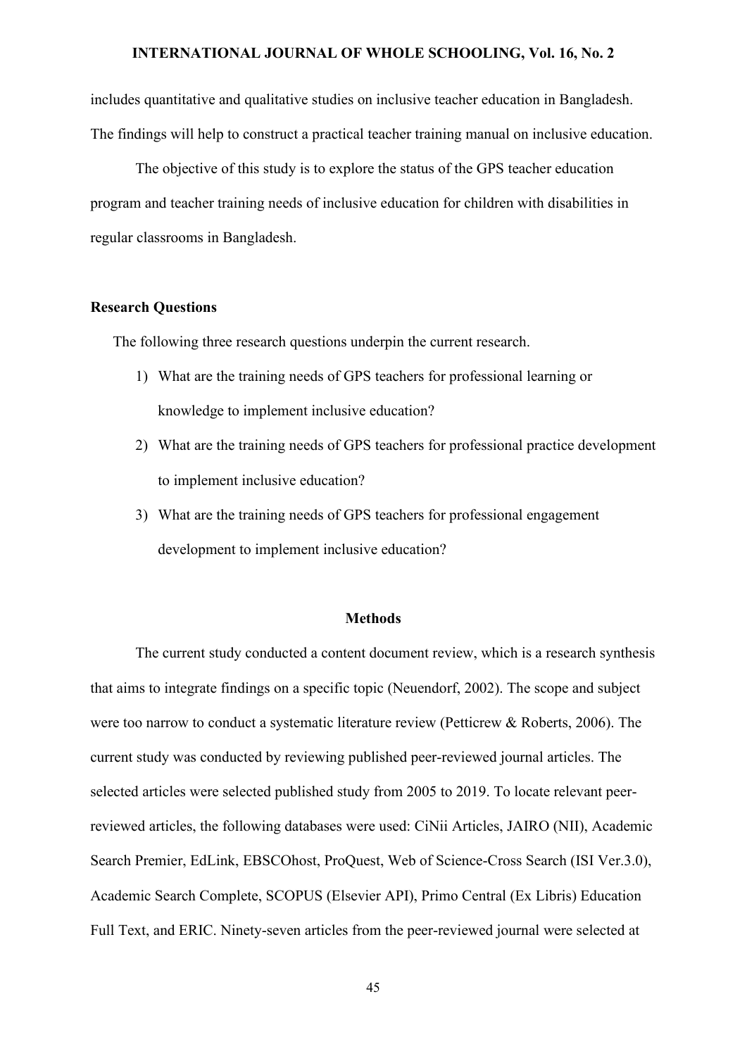includes quantitative and qualitative studies on inclusive teacher education in Bangladesh. The findings will help to construct a practical teacher training manual on inclusive education.

The objective of this study is to explore the status of the GPS teacher education program and teacher training needs of inclusive education for children with disabilities in regular classrooms in Bangladesh.

### Research Questions

The following three research questions underpin the current research.

1) What are the training needs of GPS teachers for professional learning or knowledge to implement inclusive education?
2) What are the training needs of GPS teachers for professional practice development to implement inclusive education?
3) What are the training needs of GPS teachers for professional engagement development to implement inclusive education?

## Methods

The current study conducted a content document review, which is a research synthesis that aims to integrate findings on a specific topic (Neuendorf, 2002). The scope and subject were too narrow to conduct a systematic literature review (Petticrew & Roberts, 2006). The current study was conducted by reviewing published peer-reviewed journal articles. The selected articles were selected published study from 2005 to 2019. To locate relevant peer-reviewed articles, the following databases were used: CiNii Articles, JAIRO (NII), Academic Search Premier, EdLink, EBSCOhost, ProQuest, Web of Science-Cross Search (ISI Ver.3.0), Academic Search Complete, SCOPUS (Elsevier API), Primo Central (Ex Libris) Education Full Text, and ERIC. Ninety-seven articles from the peer-reviewed journal were selected at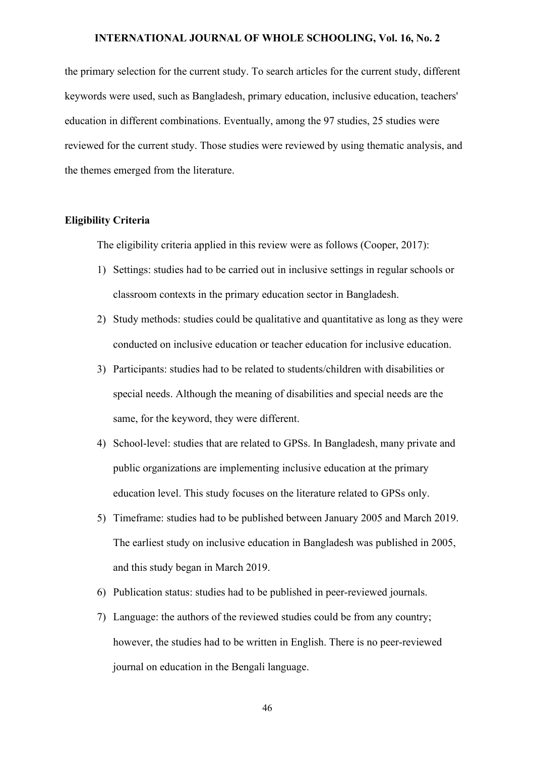the primary selection for the current study. To search articles for the current study, different keywords were used, such as Bangladesh, primary education, inclusive education, teachers' education in different combinations. Eventually, among the 97 studies, 25 studies were reviewed for the current study. Those studies were reviewed by using thematic analysis, and the themes emerged from the literature.

### Eligibility Criteria

The eligibility criteria applied in this review were as follows (Cooper, 2017):

1) Settings: studies had to be carried out in inclusive settings in regular schools or classroom contexts in the primary education sector in Bangladesh.
2) Study methods: studies could be qualitative and quantitative as long as they were conducted on inclusive education or teacher education for inclusive education.
3) Participants: studies had to be related to students/children with disabilities or special needs. Although the meaning of disabilities and special needs are the same, for the keyword, they were different.
4) School-level: studies that are related to GPSs. In Bangladesh, many private and public organizations are implementing inclusive education at the primary education level. This study focuses on the literature related to GPSs only.
5) Timeframe: studies had to be published between January 2005 and March 2019. The earliest study on inclusive education in Bangladesh was published in 2005, and this study began in March 2019.
6) Publication status: studies had to be published in peer-reviewed journals.
7) Language: the authors of the reviewed studies could be from any country; however, the studies had to be written in English. There is no peer-reviewed journal on education in the Bengali language.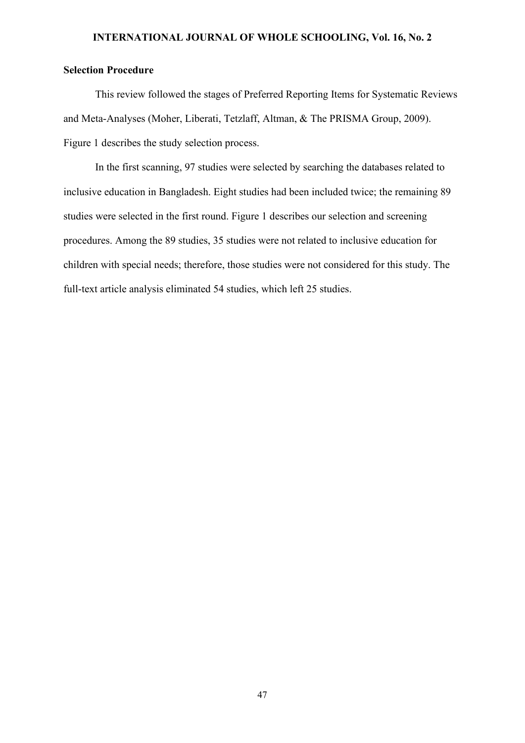## Selection Procedure

This review followed the stages of Preferred Reporting Items for Systematic Reviews and Meta-Analyses (Moher, Liberati, Tetzlaff, Altman, & The PRISMA Group, 2009). Figure 1 describes the study selection process.

In the first scanning, 97 studies were selected by searching the databases related to inclusive education in Bangladesh. Eight studies had been included twice; the remaining 89 studies were selected in the first round. Figure 1 describes our selection and screening procedures. Among the 89 studies, 35 studies were not related to inclusive education for children with special needs; therefore, those studies were not considered for this study. The full-text article analysis eliminated 54 studies, which left 25 studies.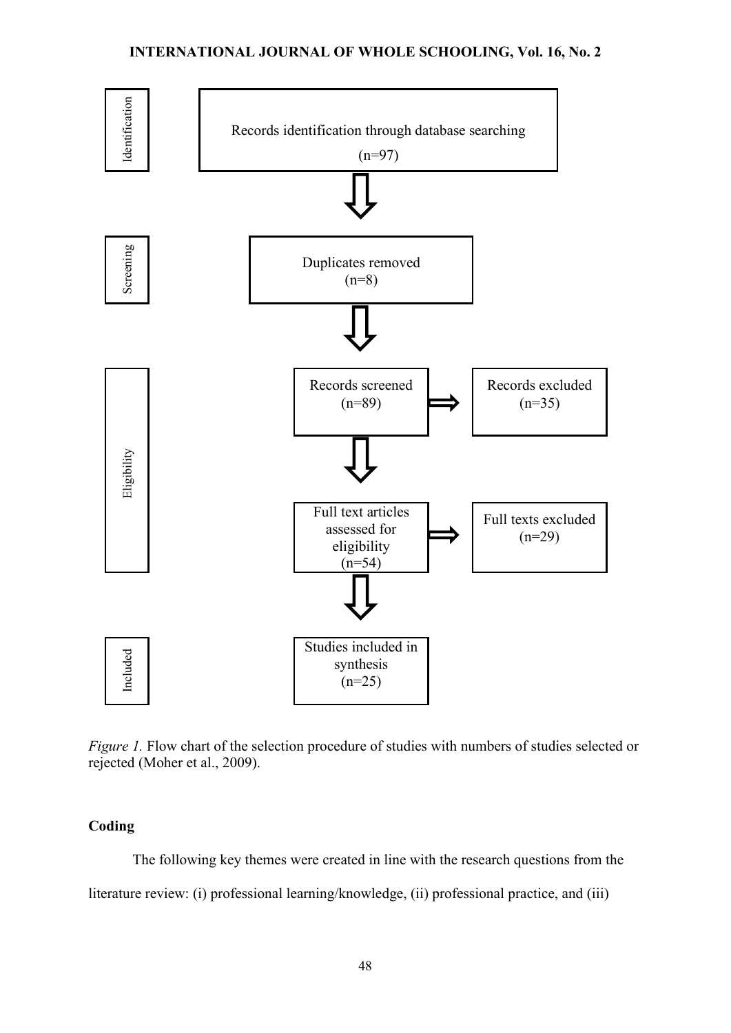| Stage | | |
|---|---|---|
| Identification | Records identification through database searching (n=97) | |
| Screening | Duplicates removed (n=8) | |
| Eligibility | Records screened (n=89) | Records excluded (n=35) |
| Eligibility | Full text articles assessed for eligibility (n=54) | Full texts excluded (n=29) |
| Included | Studies included in synthesis (n=25) | |

*Figure 1.* Flow chart of the selection procedure of studies with numbers of studies selected or rejected (Moher et al., 2009).

**Coding**

The following key themes were created in line with the research questions from the literature review: (i) professional learning/knowledge, (ii) professional practice, and (iii)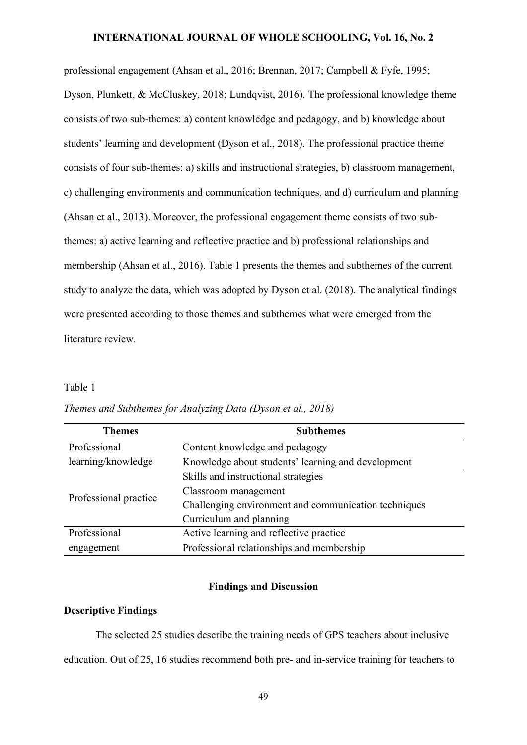professional engagement (Ahsan et al., 2016; Brennan, 2017; Campbell & Fyfe, 1995; Dyson, Plunkett, & McCluskey, 2018; Lundqvist, 2016). The professional knowledge theme consists of two sub-themes: a) content knowledge and pedagogy, and b) knowledge about students' learning and development (Dyson et al., 2018). The professional practice theme consists of four sub-themes: a) skills and instructional strategies, b) classroom management, c) challenging environments and communication techniques, and d) curriculum and planning (Ahsan et al., 2013). Moreover, the professional engagement theme consists of two sub-themes: a) active learning and reflective practice and b) professional relationships and membership (Ahsan et al., 2016). Table 1 presents the themes and subthemes of the current study to analyze the data, which was adopted by Dyson et al. (2018). The analytical findings were presented according to those themes and subthemes what were emerged from the literature review.

Table 1

*Themes and Subthemes for Analyzing Data (Dyson et al., 2018)*

| Themes | Subthemes |
|---|---|
| Professional learning/knowledge | Content knowledge and pedagogy |
| | Knowledge about students' learning and development |
| Professional practice | Skills and instructional strategies |
| | Classroom management |
| | Challenging environment and communication techniques |
| | Curriculum and planning |
| Professional engagement | Active learning and reflective practice |
| | Professional relationships and membership |

## Findings and Discussion

### Descriptive Findings

The selected 25 studies describe the training needs of GPS teachers about inclusive education. Out of 25, 16 studies recommend both pre- and in-service training for teachers to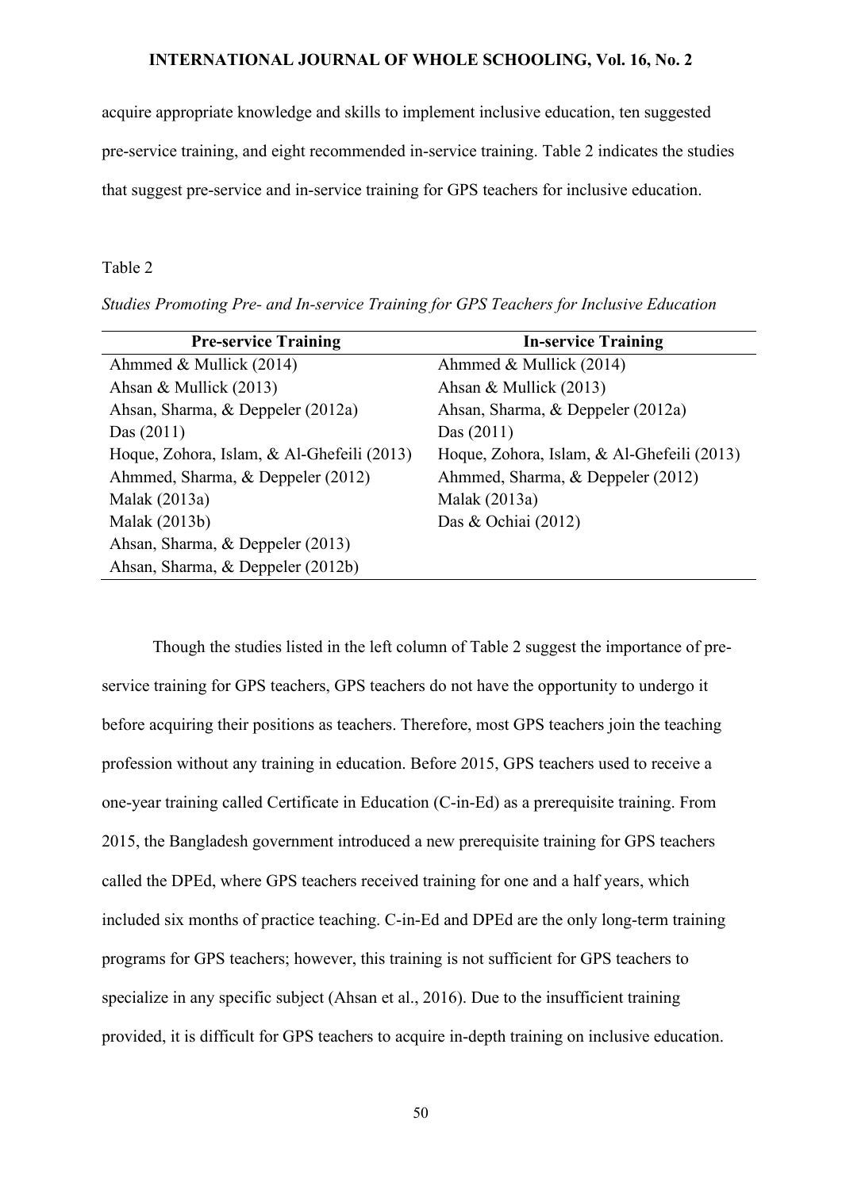acquire appropriate knowledge and skills to implement inclusive education, ten suggested pre-service training, and eight recommended in-service training. Table 2 indicates the studies that suggest pre-service and in-service training for GPS teachers for inclusive education.

Table 2

*Studies Promoting Pre- and In-service Training for GPS Teachers for Inclusive Education*

| Pre-service Training | In-service Training |
| --- | --- |
| Ahmmed & Mullick (2014) | Ahmmed & Mullick (2014) |
| Ahsan & Mullick (2013) | Ahsan & Mullick (2013) |
| Ahsan, Sharma, & Deppeler (2012a) | Ahsan, Sharma, & Deppeler (2012a) |
| Das (2011) | Das (2011) |
| Hoque, Zohora, Islam, & Al-Ghefeili (2013) | Hoque, Zohora, Islam, & Al-Ghefeili (2013) |
| Ahmmed, Sharma, & Deppeler (2012) | Ahmmed, Sharma, & Deppeler (2012) |
| Malak (2013a) | Malak (2013a) |
| Malak (2013b) | Das & Ochiai (2012) |
| Ahsan, Sharma, & Deppeler (2013) | |
| Ahsan, Sharma, & Deppeler (2012b) | |

Though the studies listed in the left column of Table 2 suggest the importance of pre-service training for GPS teachers, GPS teachers do not have the opportunity to undergo it before acquiring their positions as teachers. Therefore, most GPS teachers join the teaching profession without any training in education. Before 2015, GPS teachers used to receive a one-year training called Certificate in Education (C-in-Ed) as a prerequisite training. From 2015, the Bangladesh government introduced a new prerequisite training for GPS teachers called the DPEd, where GPS teachers received training for one and a half years, which included six months of practice teaching. C-in-Ed and DPEd are the only long-term training programs for GPS teachers; however, this training is not sufficient for GPS teachers to specialize in any specific subject (Ahsan et al., 2016). Due to the insufficient training provided, it is difficult for GPS teachers to acquire in-depth training on inclusive education.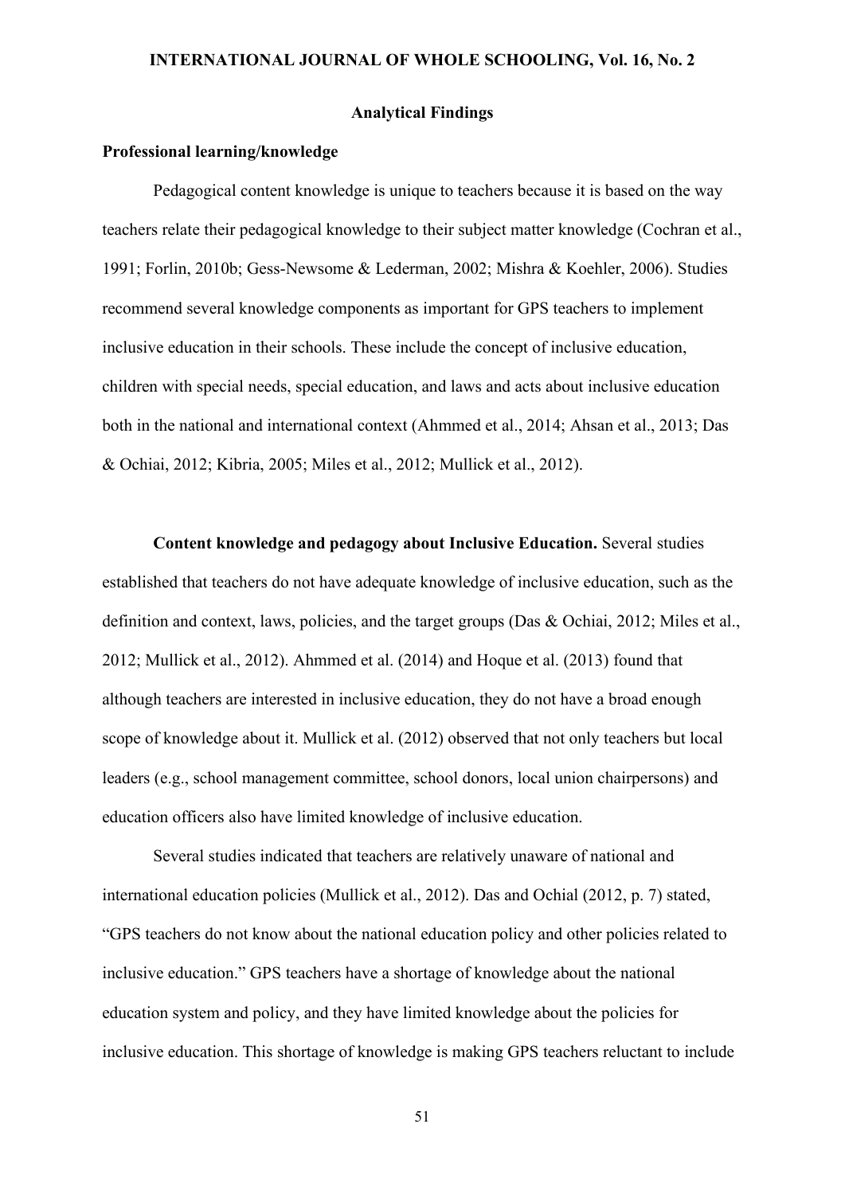## Analytical Findings

### Professional learning/knowledge

Pedagogical content knowledge is unique to teachers because it is based on the way teachers relate their pedagogical knowledge to their subject matter knowledge (Cochran et al., 1991; Forlin, 2010b; Gess-Newsome & Lederman, 2002; Mishra & Koehler, 2006). Studies recommend several knowledge components as important for GPS teachers to implement inclusive education in their schools. These include the concept of inclusive education, children with special needs, special education, and laws and acts about inclusive education both in the national and international context (Ahmmed et al., 2014; Ahsan et al., 2013; Das & Ochiai, 2012; Kibria, 2005; Miles et al., 2012; Mullick et al., 2012).

**Content knowledge and pedagogy about Inclusive Education.** Several studies established that teachers do not have adequate knowledge of inclusive education, such as the definition and context, laws, policies, and the target groups (Das & Ochiai, 2012; Miles et al., 2012; Mullick et al., 2012). Ahmmed et al. (2014) and Hoque et al. (2013) found that although teachers are interested in inclusive education, they do not have a broad enough scope of knowledge about it. Mullick et al. (2012) observed that not only teachers but local leaders (e.g., school management committee, school donors, local union chairpersons) and education officers also have limited knowledge of inclusive education.

Several studies indicated that teachers are relatively unaware of national and international education policies (Mullick et al., 2012). Das and Ochial (2012, p. 7) stated, "GPS teachers do not know about the national education policy and other policies related to inclusive education." GPS teachers have a shortage of knowledge about the national education system and policy, and they have limited knowledge about the policies for inclusive education. This shortage of knowledge is making GPS teachers reluctant to include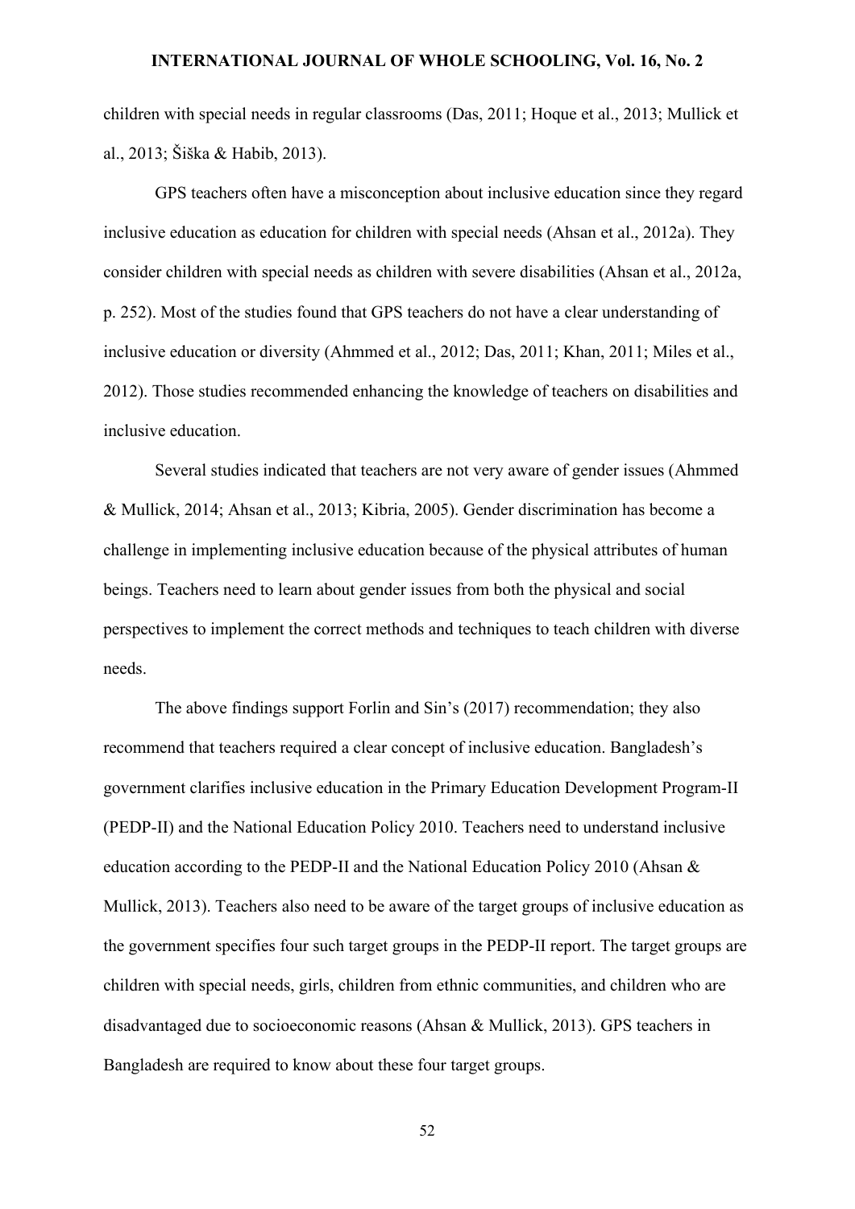children with special needs in regular classrooms (Das, 2011; Hoque et al., 2013; Mullick et al., 2013; Šiška & Habib, 2013).

GPS teachers often have a misconception about inclusive education since they regard inclusive education as education for children with special needs (Ahsan et al., 2012a). They consider children with special needs as children with severe disabilities (Ahsan et al., 2012a, p. 252). Most of the studies found that GPS teachers do not have a clear understanding of inclusive education or diversity (Ahmmed et al., 2012; Das, 2011; Khan, 2011; Miles et al., 2012). Those studies recommended enhancing the knowledge of teachers on disabilities and inclusive education.

Several studies indicated that teachers are not very aware of gender issues (Ahmmed & Mullick, 2014; Ahsan et al., 2013; Kibria, 2005). Gender discrimination has become a challenge in implementing inclusive education because of the physical attributes of human beings. Teachers need to learn about gender issues from both the physical and social perspectives to implement the correct methods and techniques to teach children with diverse needs.

The above findings support Forlin and Sin's (2017) recommendation; they also recommend that teachers required a clear concept of inclusive education. Bangladesh's government clarifies inclusive education in the Primary Education Development Program-II (PEDP-II) and the National Education Policy 2010. Teachers need to understand inclusive education according to the PEDP-II and the National Education Policy 2010 (Ahsan & Mullick, 2013). Teachers also need to be aware of the target groups of inclusive education as the government specifies four such target groups in the PEDP-II report. The target groups are children with special needs, girls, children from ethnic communities, and children who are disadvantaged due to socioeconomic reasons (Ahsan & Mullick, 2013). GPS teachers in Bangladesh are required to know about these four target groups.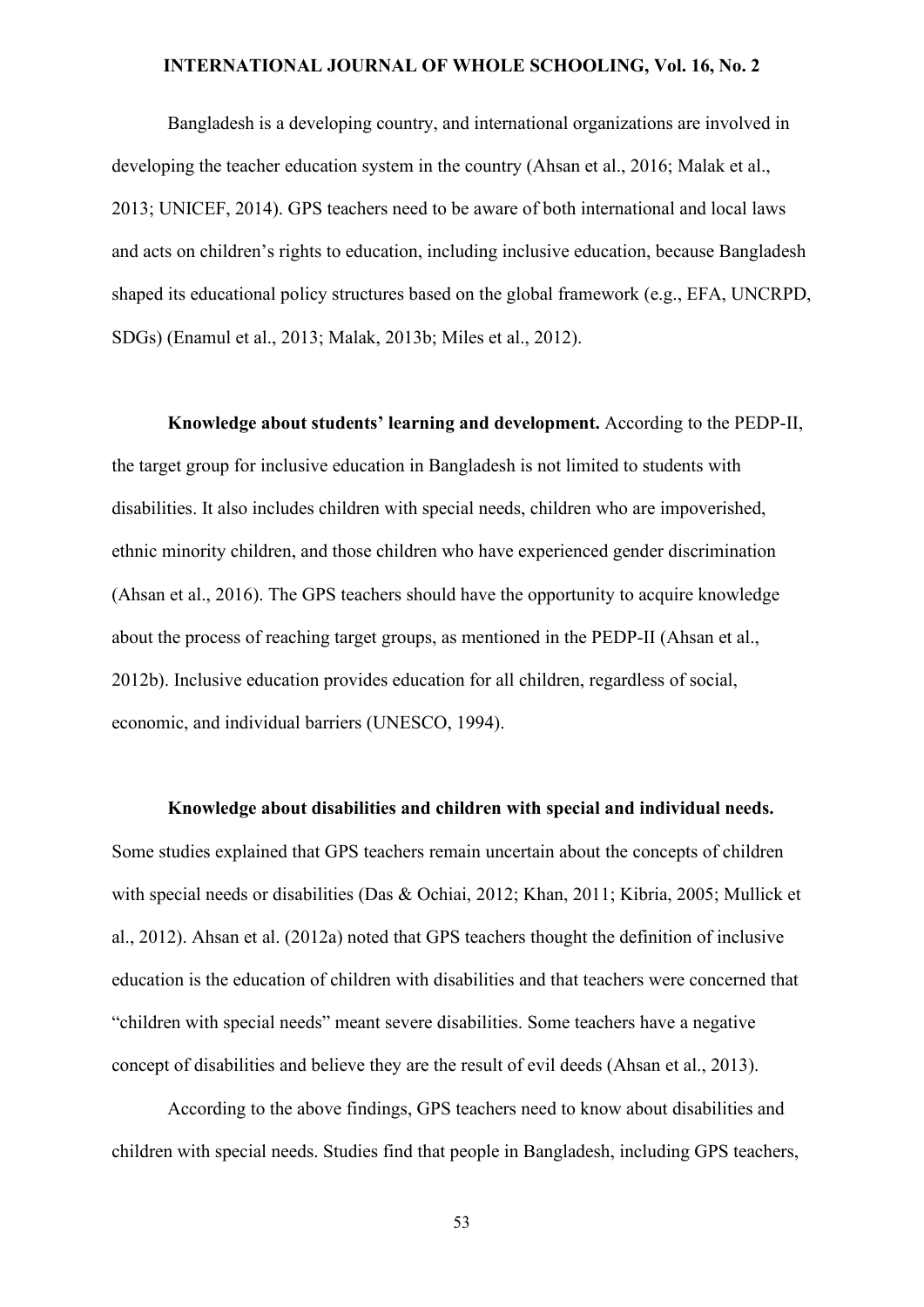Bangladesh is a developing country, and international organizations are involved in developing the teacher education system in the country (Ahsan et al., 2016; Malak et al., 2013; UNICEF, 2014). GPS teachers need to be aware of both international and local laws and acts on children's rights to education, including inclusive education, because Bangladesh shaped its educational policy structures based on the global framework (e.g., EFA, UNCRPD, SDGs) (Enamul et al., 2013; Malak, 2013b; Miles et al., 2012).

**Knowledge about students' learning and development.** According to the PEDP-II, the target group for inclusive education in Bangladesh is not limited to students with disabilities. It also includes children with special needs, children who are impoverished, ethnic minority children, and those children who have experienced gender discrimination (Ahsan et al., 2016). The GPS teachers should have the opportunity to acquire knowledge about the process of reaching target groups, as mentioned in the PEDP-II (Ahsan et al., 2012b). Inclusive education provides education for all children, regardless of social, economic, and individual barriers (UNESCO, 1994).

**Knowledge about disabilities and children with special and individual needs.** Some studies explained that GPS teachers remain uncertain about the concepts of children with special needs or disabilities (Das & Ochiai, 2012; Khan, 2011; Kibria, 2005; Mullick et al., 2012). Ahsan et al. (2012a) noted that GPS teachers thought the definition of inclusive education is the education of children with disabilities and that teachers were concerned that "children with special needs" meant severe disabilities. Some teachers have a negative concept of disabilities and believe they are the result of evil deeds (Ahsan et al., 2013).

According to the above findings, GPS teachers need to know about disabilities and children with special needs. Studies find that people in Bangladesh, including GPS teachers,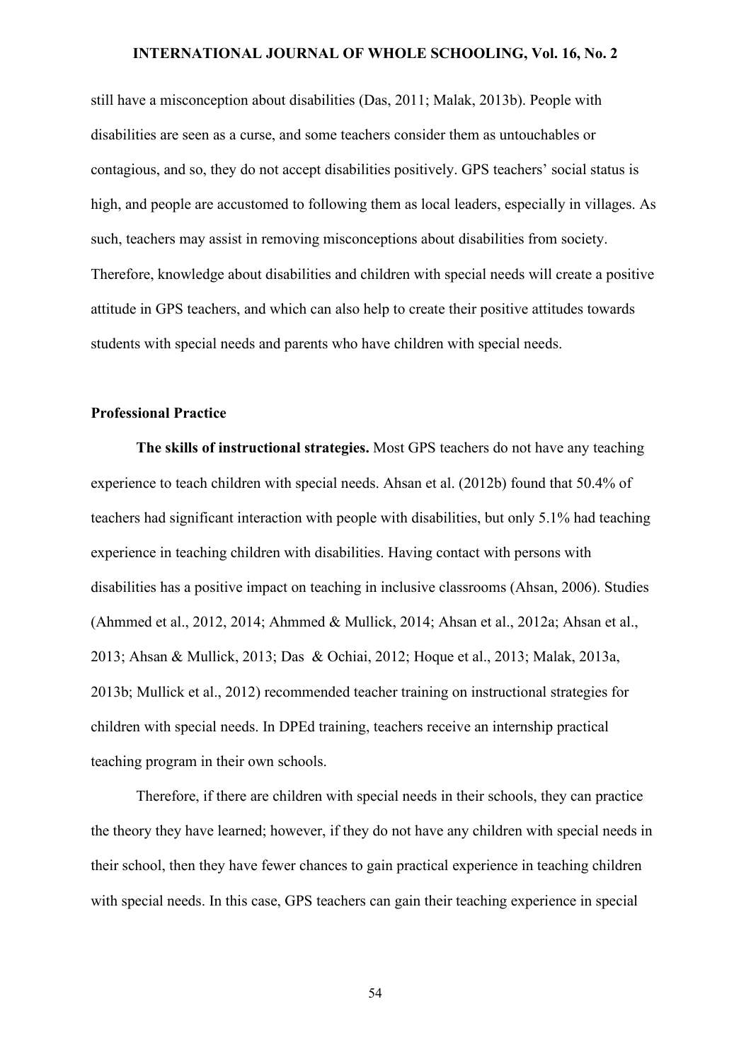still have a misconception about disabilities (Das, 2011; Malak, 2013b). People with disabilities are seen as a curse, and some teachers consider them as untouchables or contagious, and so, they do not accept disabilities positively. GPS teachers' social status is high, and people are accustomed to following them as local leaders, especially in villages. As such, teachers may assist in removing misconceptions about disabilities from society. Therefore, knowledge about disabilities and children with special needs will create a positive attitude in GPS teachers, and which can also help to create their positive attitudes towards students with special needs and parents who have children with special needs.

### Professional Practice

**The skills of instructional strategies.** Most GPS teachers do not have any teaching experience to teach children with special needs. Ahsan et al. (2012b) found that 50.4% of teachers had significant interaction with people with disabilities, but only 5.1% had teaching experience in teaching children with disabilities. Having contact with persons with disabilities has a positive impact on teaching in inclusive classrooms (Ahsan, 2006). Studies (Ahmmed et al., 2012, 2014; Ahmmed & Mullick, 2014; Ahsan et al., 2012a; Ahsan et al., 2013; Ahsan & Mullick, 2013; Das & Ochiai, 2012; Hoque et al., 2013; Malak, 2013a, 2013b; Mullick et al., 2012) recommended teacher training on instructional strategies for children with special needs. In DPEd training, teachers receive an internship practical teaching program in their own schools.

Therefore, if there are children with special needs in their schools, they can practice the theory they have learned; however, if they do not have any children with special needs in their school, then they have fewer chances to gain practical experience in teaching children with special needs. In this case, GPS teachers can gain their teaching experience in special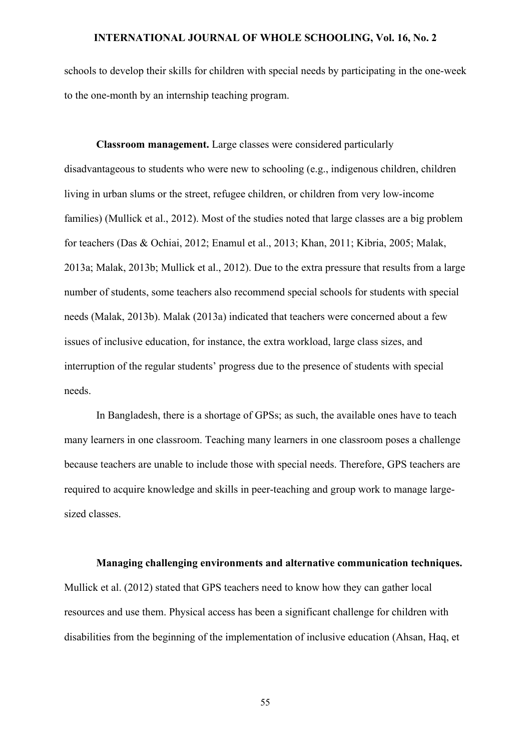schools to develop their skills for children with special needs by participating in the one-week to the one-month by an internship teaching program.

**Classroom management.** Large classes were considered particularly disadvantageous to students who were new to schooling (e.g., indigenous children, children living in urban slums or the street, refugee children, or children from very low-income families) (Mullick et al., 2012). Most of the studies noted that large classes are a big problem for teachers (Das & Ochiai, 2012; Enamul et al., 2013; Khan, 2011; Kibria, 2005; Malak, 2013a; Malak, 2013b; Mullick et al., 2012). Due to the extra pressure that results from a large number of students, some teachers also recommend special schools for students with special needs (Malak, 2013b). Malak (2013a) indicated that teachers were concerned about a few issues of inclusive education, for instance, the extra workload, large class sizes, and interruption of the regular students' progress due to the presence of students with special needs.

In Bangladesh, there is a shortage of GPSs; as such, the available ones have to teach many learners in one classroom. Teaching many learners in one classroom poses a challenge because teachers are unable to include those with special needs. Therefore, GPS teachers are required to acquire knowledge and skills in peer-teaching and group work to manage large-sized classes.

**Managing challenging environments and alternative communication techniques.** Mullick et al. (2012) stated that GPS teachers need to know how they can gather local resources and use them. Physical access has been a significant challenge for children with disabilities from the beginning of the implementation of inclusive education (Ahsan, Haq, et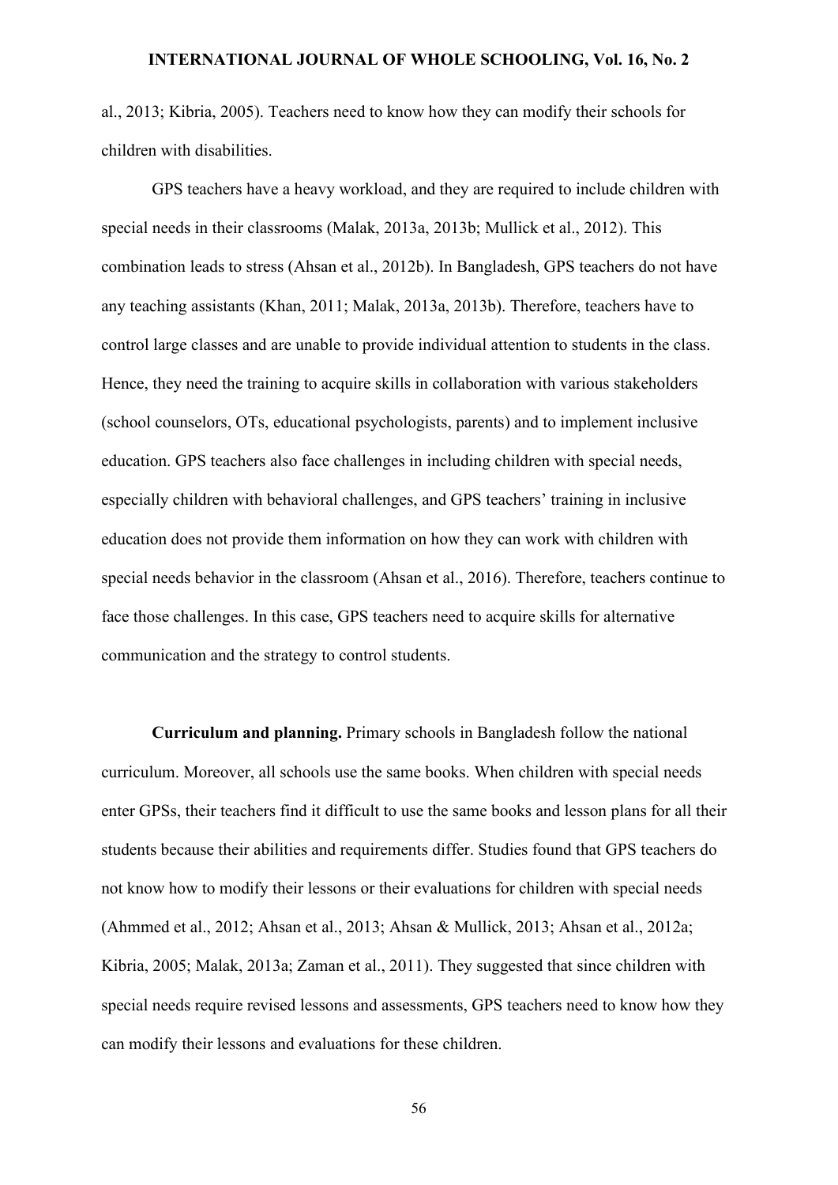al., 2013; Kibria, 2005). Teachers need to know how they can modify their schools for children with disabilities.

GPS teachers have a heavy workload, and they are required to include children with special needs in their classrooms (Malak, 2013a, 2013b; Mullick et al., 2012). This combination leads to stress (Ahsan et al., 2012b). In Bangladesh, GPS teachers do not have any teaching assistants (Khan, 2011; Malak, 2013a, 2013b). Therefore, teachers have to control large classes and are unable to provide individual attention to students in the class. Hence, they need the training to acquire skills in collaboration with various stakeholders (school counselors, OTs, educational psychologists, parents) and to implement inclusive education. GPS teachers also face challenges in including children with special needs, especially children with behavioral challenges, and GPS teachers' training in inclusive education does not provide them information on how they can work with children with special needs behavior in the classroom (Ahsan et al., 2016). Therefore, teachers continue to face those challenges. In this case, GPS teachers need to acquire skills for alternative communication and the strategy to control students.

**Curriculum and planning.** Primary schools in Bangladesh follow the national curriculum. Moreover, all schools use the same books. When children with special needs enter GPSs, their teachers find it difficult to use the same books and lesson plans for all their students because their abilities and requirements differ. Studies found that GPS teachers do not know how to modify their lessons or their evaluations for children with special needs (Ahmmed et al., 2012; Ahsan et al., 2013; Ahsan & Mullick, 2013; Ahsan et al., 2012a; Kibria, 2005; Malak, 2013a; Zaman et al., 2011). They suggested that since children with special needs require revised lessons and assessments, GPS teachers need to know how they can modify their lessons and evaluations for these children.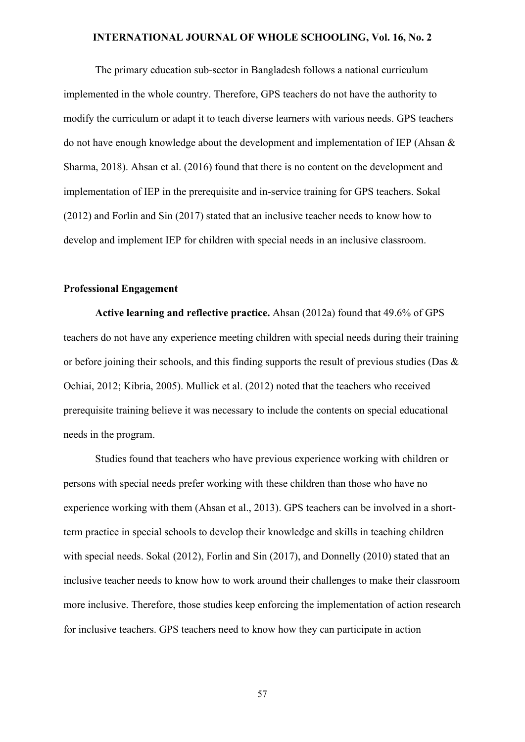The primary education sub-sector in Bangladesh follows a national curriculum implemented in the whole country. Therefore, GPS teachers do not have the authority to modify the curriculum or adapt it to teach diverse learners with various needs. GPS teachers do not have enough knowledge about the development and implementation of IEP (Ahsan & Sharma, 2018). Ahsan et al. (2016) found that there is no content on the development and implementation of IEP in the prerequisite and in-service training for GPS teachers. Sokal (2012) and Forlin and Sin (2017) stated that an inclusive teacher needs to know how to develop and implement IEP for children with special needs in an inclusive classroom.

### Professional Engagement

**Active learning and reflective practice.** Ahsan (2012a) found that 49.6% of GPS teachers do not have any experience meeting children with special needs during their training or before joining their schools, and this finding supports the result of previous studies (Das & Ochiai, 2012; Kibria, 2005). Mullick et al. (2012) noted that the teachers who received prerequisite training believe it was necessary to include the contents on special educational needs in the program.

Studies found that teachers who have previous experience working with children or persons with special needs prefer working with these children than those who have no experience working with them (Ahsan et al., 2013). GPS teachers can be involved in a short-term practice in special schools to develop their knowledge and skills in teaching children with special needs. Sokal (2012), Forlin and Sin (2017), and Donnelly (2010) stated that an inclusive teacher needs to know how to work around their challenges to make their classroom more inclusive. Therefore, those studies keep enforcing the implementation of action research for inclusive teachers. GPS teachers need to know how they can participate in action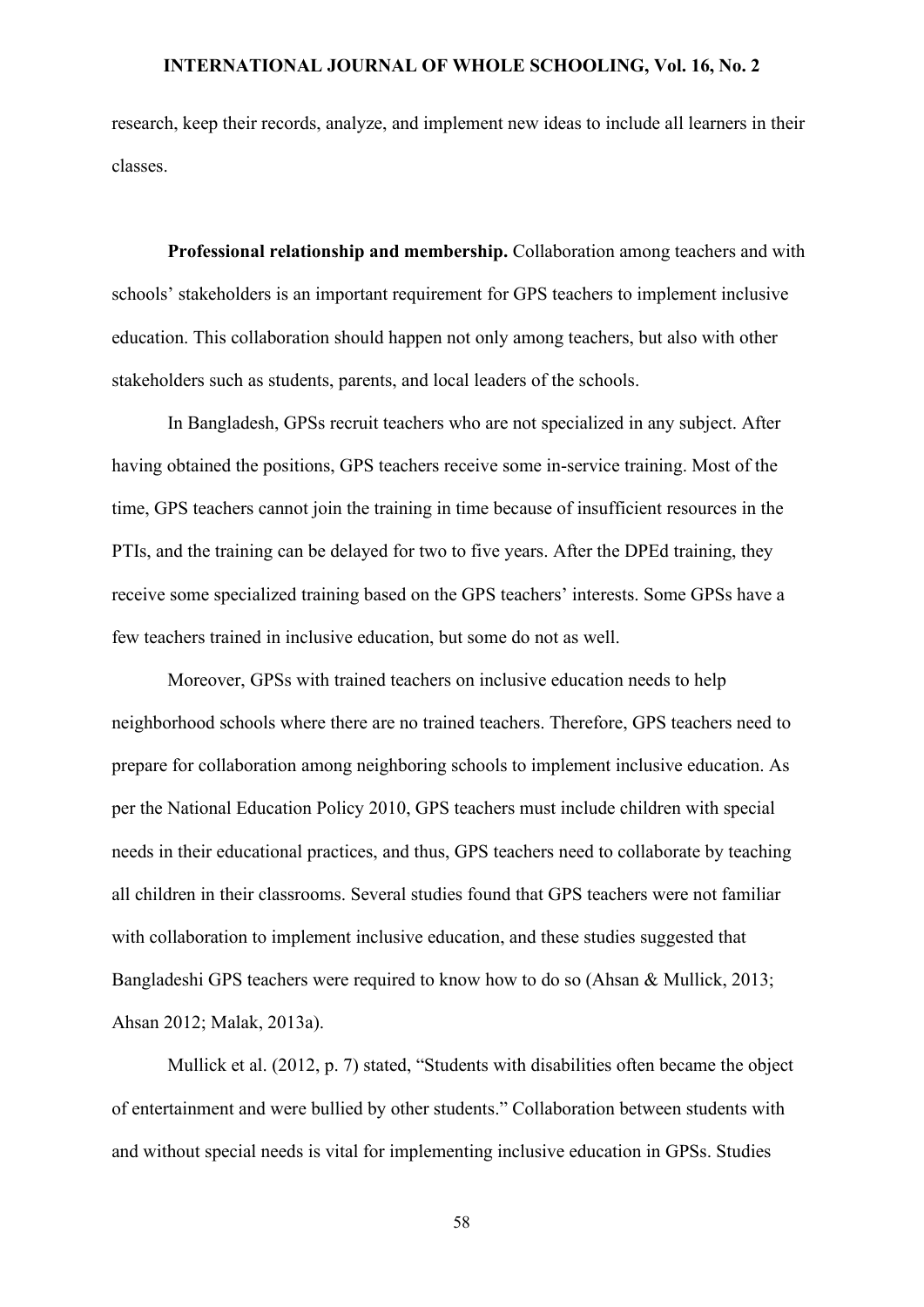research, keep their records, analyze, and implement new ideas to include all learners in their classes.

**Professional relationship and membership.** Collaboration among teachers and with schools' stakeholders is an important requirement for GPS teachers to implement inclusive education. This collaboration should happen not only among teachers, but also with other stakeholders such as students, parents, and local leaders of the schools.

In Bangladesh, GPSs recruit teachers who are not specialized in any subject. After having obtained the positions, GPS teachers receive some in-service training. Most of the time, GPS teachers cannot join the training in time because of insufficient resources in the PTIs, and the training can be delayed for two to five years. After the DPEd training, they receive some specialized training based on the GPS teachers' interests. Some GPSs have a few teachers trained in inclusive education, but some do not as well.

Moreover, GPSs with trained teachers on inclusive education needs to help neighborhood schools where there are no trained teachers. Therefore, GPS teachers need to prepare for collaboration among neighboring schools to implement inclusive education. As per the National Education Policy 2010, GPS teachers must include children with special needs in their educational practices, and thus, GPS teachers need to collaborate by teaching all children in their classrooms. Several studies found that GPS teachers were not familiar with collaboration to implement inclusive education, and these studies suggested that Bangladeshi GPS teachers were required to know how to do so (Ahsan & Mullick, 2013; Ahsan 2012; Malak, 2013a).

Mullick et al. (2012, p. 7) stated, "Students with disabilities often became the object of entertainment and were bullied by other students." Collaboration between students with and without special needs is vital for implementing inclusive education in GPSs. Studies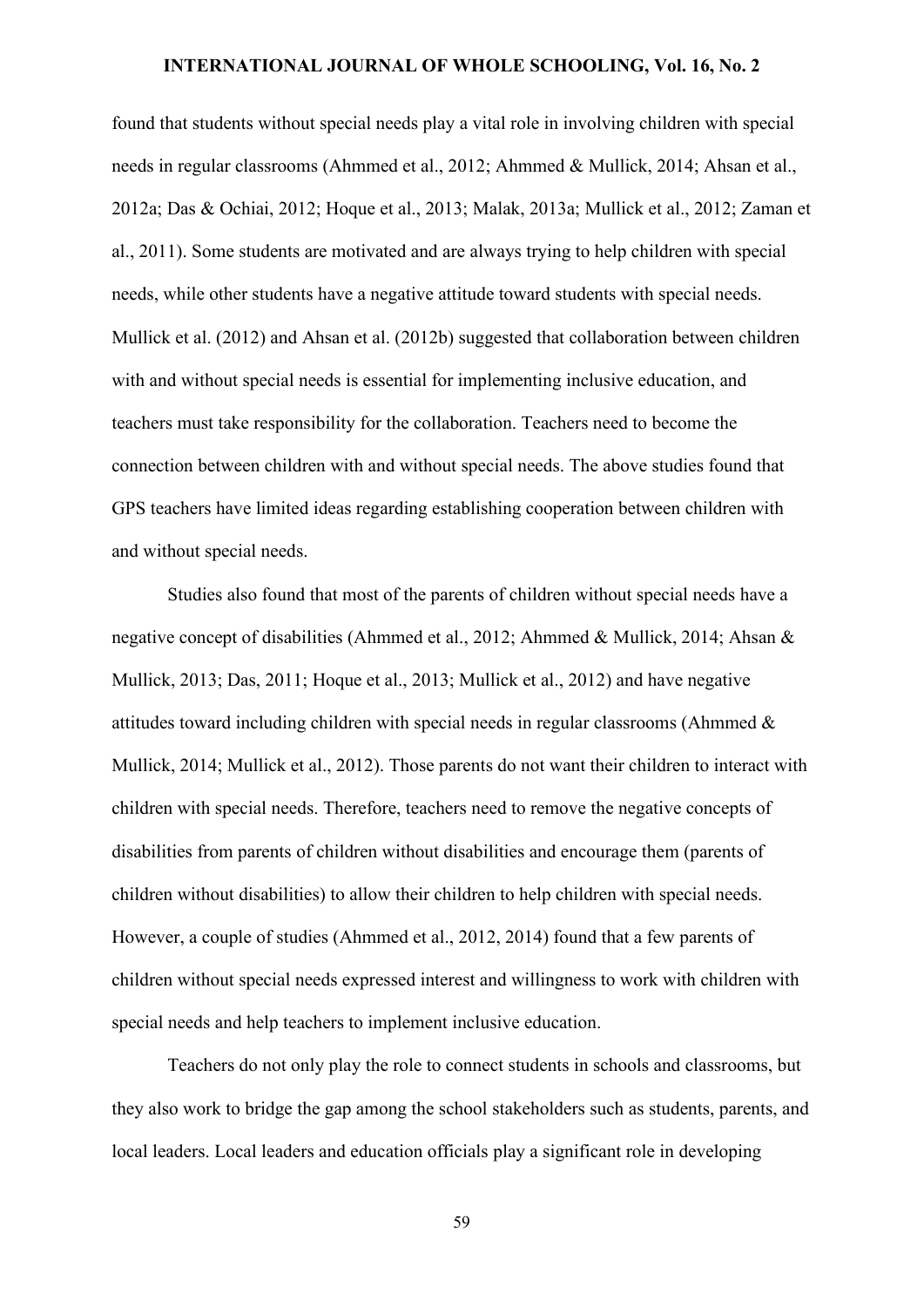found that students without special needs play a vital role in involving children with special needs in regular classrooms (Ahmmed et al., 2012; Ahmmed & Mullick, 2014; Ahsan et al., 2012a; Das & Ochiai, 2012; Hoque et al., 2013; Malak, 2013a; Mullick et al., 2012; Zaman et al., 2011). Some students are motivated and are always trying to help children with special needs, while other students have a negative attitude toward students with special needs. Mullick et al. (2012) and Ahsan et al. (2012b) suggested that collaboration between children with and without special needs is essential for implementing inclusive education, and teachers must take responsibility for the collaboration. Teachers need to become the connection between children with and without special needs. The above studies found that GPS teachers have limited ideas regarding establishing cooperation between children with and without special needs.

Studies also found that most of the parents of children without special needs have a negative concept of disabilities (Ahmmed et al., 2012; Ahmmed & Mullick, 2014; Ahsan & Mullick, 2013; Das, 2011; Hoque et al., 2013; Mullick et al., 2012) and have negative attitudes toward including children with special needs in regular classrooms (Ahmmed & Mullick, 2014; Mullick et al., 2012). Those parents do not want their children to interact with children with special needs. Therefore, teachers need to remove the negative concepts of disabilities from parents of children without disabilities and encourage them (parents of children without disabilities) to allow their children to help children with special needs. However, a couple of studies (Ahmmed et al., 2012, 2014) found that a few parents of children without special needs expressed interest and willingness to work with children with special needs and help teachers to implement inclusive education.

Teachers do not only play the role to connect students in schools and classrooms, but they also work to bridge the gap among the school stakeholders such as students, parents, and local leaders. Local leaders and education officials play a significant role in developing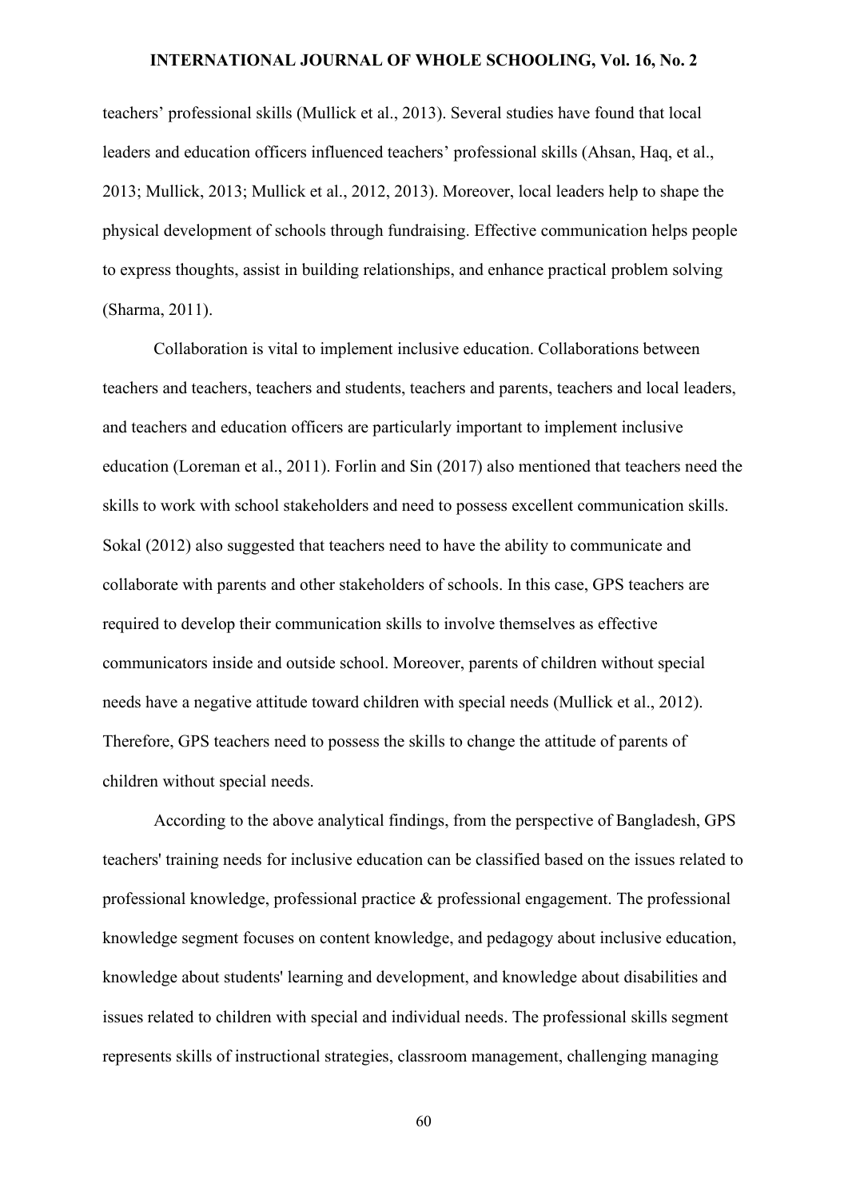teachers' professional skills (Mullick et al., 2013). Several studies have found that local leaders and education officers influenced teachers' professional skills (Ahsan, Haq, et al., 2013; Mullick, 2013; Mullick et al., 2012, 2013). Moreover, local leaders help to shape the physical development of schools through fundraising. Effective communication helps people to express thoughts, assist in building relationships, and enhance practical problem solving (Sharma, 2011).

Collaboration is vital to implement inclusive education. Collaborations between teachers and teachers, teachers and students, teachers and parents, teachers and local leaders, and teachers and education officers are particularly important to implement inclusive education (Loreman et al., 2011). Forlin and Sin (2017) also mentioned that teachers need the skills to work with school stakeholders and need to possess excellent communication skills. Sokal (2012) also suggested that teachers need to have the ability to communicate and collaborate with parents and other stakeholders of schools. In this case, GPS teachers are required to develop their communication skills to involve themselves as effective communicators inside and outside school. Moreover, parents of children without special needs have a negative attitude toward children with special needs (Mullick et al., 2012). Therefore, GPS teachers need to possess the skills to change the attitude of parents of children without special needs.

According to the above analytical findings, from the perspective of Bangladesh, GPS teachers' training needs for inclusive education can be classified based on the issues related to professional knowledge, professional practice & professional engagement. The professional knowledge segment focuses on content knowledge, and pedagogy about inclusive education, knowledge about students' learning and development, and knowledge about disabilities and issues related to children with special and individual needs. The professional skills segment represents skills of instructional strategies, classroom management, challenging managing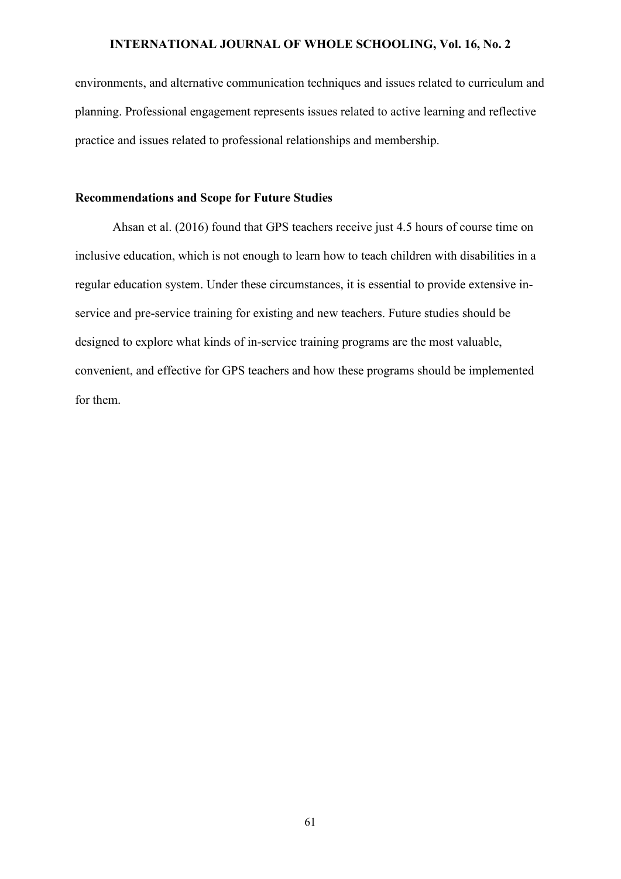environments, and alternative communication techniques and issues related to curriculum and planning. Professional engagement represents issues related to active learning and reflective practice and issues related to professional relationships and membership.

## Recommendations and Scope for Future Studies

Ahsan et al. (2016) found that GPS teachers receive just 4.5 hours of course time on inclusive education, which is not enough to learn how to teach children with disabilities in a regular education system. Under these circumstances, it is essential to provide extensive in-service and pre-service training for existing and new teachers. Future studies should be designed to explore what kinds of in-service training programs are the most valuable, convenient, and effective for GPS teachers and how these programs should be implemented for them.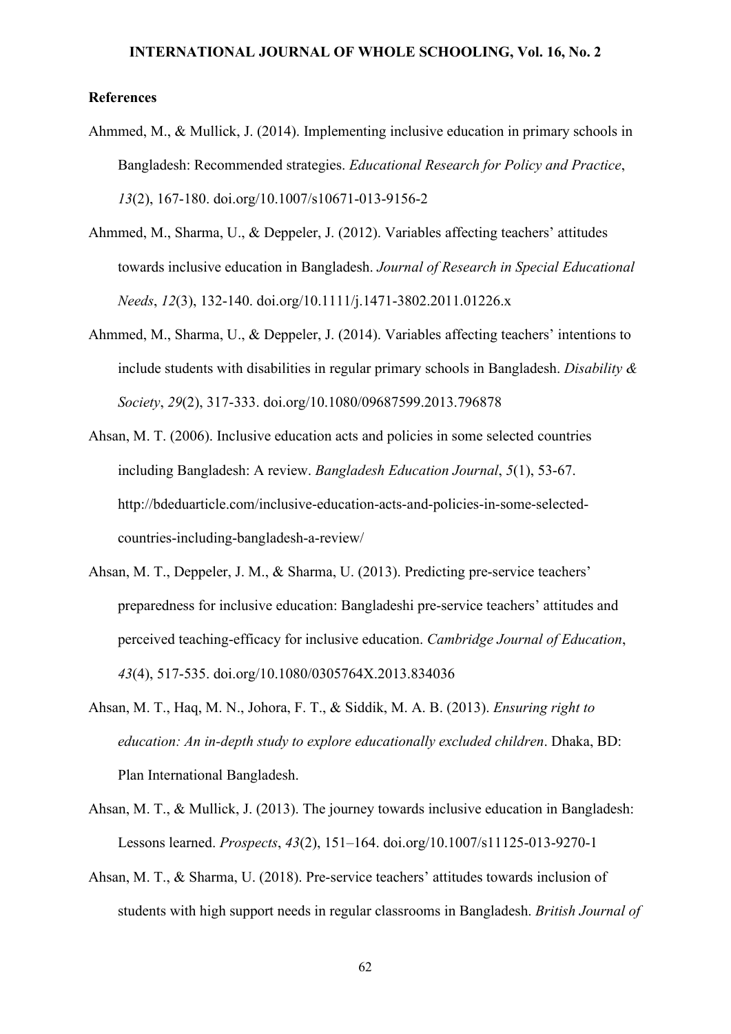## References

Ahmmed, M., & Mullick, J. (2014). Implementing inclusive education in primary schools in Bangladesh: Recommended strategies. *Educational Research for Policy and Practice*, *13*(2), 167-180. doi.org/10.1007/s10671-013-9156-2

Ahmmed, M., Sharma, U., & Deppeler, J. (2012). Variables affecting teachers' attitudes towards inclusive education in Bangladesh. *Journal of Research in Special Educational Needs*, *12*(3), 132-140. doi.org/10.1111/j.1471-3802.2011.01226.x

Ahmmed, M., Sharma, U., & Deppeler, J. (2014). Variables affecting teachers' intentions to include students with disabilities in regular primary schools in Bangladesh. *Disability & Society*, *29*(2), 317-333. doi.org/10.1080/09687599.2013.796878

Ahsan, M. T. (2006). Inclusive education acts and policies in some selected countries including Bangladesh: A review. *Bangladesh Education Journal*, *5*(1), 53-67. http://bdeduarticle.com/inclusive-education-acts-and-policies-in-some-selected-countries-including-bangladesh-a-review/

Ahsan, M. T., Deppeler, J. M., & Sharma, U. (2013). Predicting pre-service teachers' preparedness for inclusive education: Bangladeshi pre-service teachers' attitudes and perceived teaching-efficacy for inclusive education. *Cambridge Journal of Education*, *43*(4), 517-535. doi.org/10.1080/0305764X.2013.834036

Ahsan, M. T., Haq, M. N., Johora, F. T., & Siddik, M. A. B. (2013). *Ensuring right to education: An in-depth study to explore educationally excluded children*. Dhaka, BD: Plan International Bangladesh.

Ahsan, M. T., & Mullick, J. (2013). The journey towards inclusive education in Bangladesh: Lessons learned. *Prospects*, *43*(2), 151–164. doi.org/10.1007/s11125-013-9270-1

Ahsan, M. T., & Sharma, U. (2018). Pre-service teachers' attitudes towards inclusion of students with high support needs in regular classrooms in Bangladesh. *British Journal of*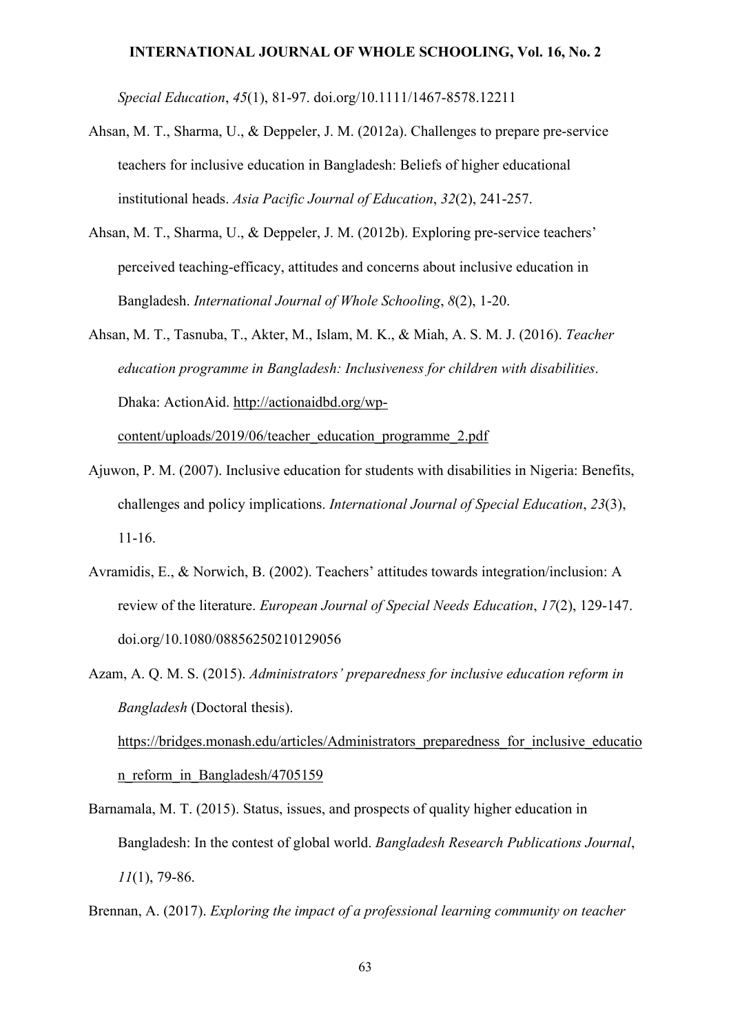*Special Education*, *45*(1), 81-97. doi.org/10.1111/1467-8578.12211

Ahsan, M. T., Sharma, U., & Deppeler, J. M. (2012a). Challenges to prepare pre-service teachers for inclusive education in Bangladesh: Beliefs of higher educational institutional heads. *Asia Pacific Journal of Education*, *32*(2), 241-257.

Ahsan, M. T., Sharma, U., & Deppeler, J. M. (2012b). Exploring pre-service teachers' perceived teaching-efficacy, attitudes and concerns about inclusive education in Bangladesh. *International Journal of Whole Schooling*, *8*(2), 1-20.

Ahsan, M. T., Tasnuba, T., Akter, M., Islam, M. K., & Miah, A. S. M. J. (2016). *Teacher education programme in Bangladesh: Inclusiveness for children with disabilities*. Dhaka: ActionAid. http://actionaidbd.org/wp-content/uploads/2019/06/teacher_education_programme_2.pdf

Ajuwon, P. M. (2007). Inclusive education for students with disabilities in Nigeria: Benefits, challenges and policy implications. *International Journal of Special Education*, *23*(3), 11-16.

Avramidis, E., & Norwich, B. (2002). Teachers' attitudes towards integration/inclusion: A review of the literature. *European Journal of Special Needs Education*, *17*(2), 129-147. doi.org/10.1080/08856250210129056

Azam, A. Q. M. S. (2015). *Administrators' preparedness for inclusive education reform in Bangladesh* (Doctoral thesis). https://bridges.monash.edu/articles/Administrators_preparedness_for_inclusive_education_reform_in_Bangladesh/4705159

Barnamala, M. T. (2015). Status, issues, and prospects of quality higher education in Bangladesh: In the contest of global world. *Bangladesh Research Publications Journal*, *11*(1), 79-86.

Brennan, A. (2017). *Exploring the impact of a professional learning community on teacher*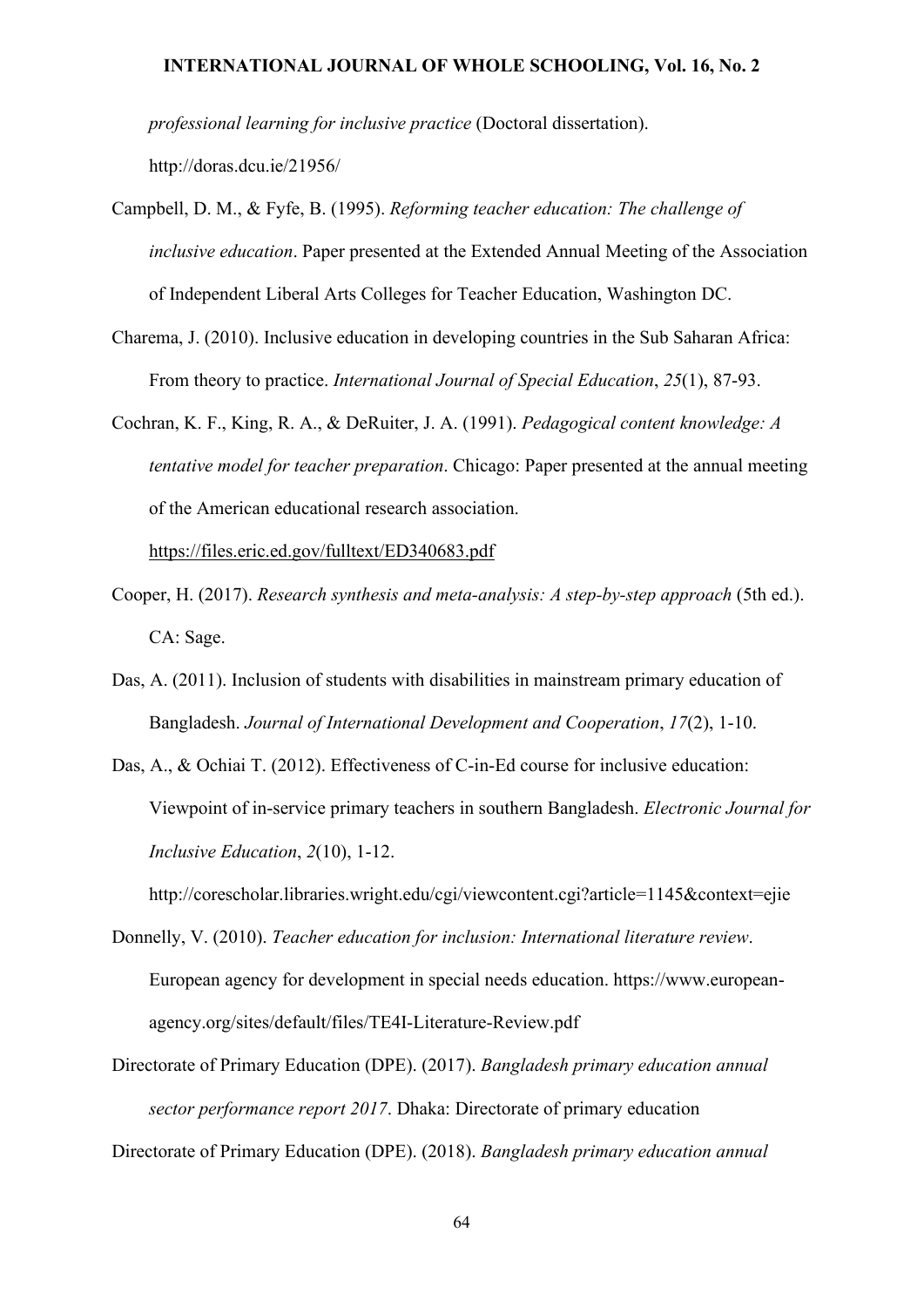*professional learning for inclusive practice* (Doctoral dissertation). http://doras.dcu.ie/21956/

Campbell, D. M., & Fyfe, B. (1995). *Reforming teacher education: The challenge of inclusive education*. Paper presented at the Extended Annual Meeting of the Association of Independent Liberal Arts Colleges for Teacher Education, Washington DC.

Charema, J. (2010). Inclusive education in developing countries in the Sub Saharan Africa: From theory to practice. *International Journal of Special Education*, *25*(1), 87-93.

Cochran, K. F., King, R. A., & DeRuiter, J. A. (1991). *Pedagogical content knowledge: A tentative model for teacher preparation*. Chicago: Paper presented at the annual meeting of the American educational research association. https://files.eric.ed.gov/fulltext/ED340683.pdf

Cooper, H. (2017). *Research synthesis and meta-analysis: A step-by-step approach* (5th ed.). CA: Sage.

Das, A. (2011). Inclusion of students with disabilities in mainstream primary education of Bangladesh. *Journal of International Development and Cooperation*, *17*(2), 1-10.

Das, A., & Ochiai T. (2012). Effectiveness of C-in-Ed course for inclusive education: Viewpoint of in-service primary teachers in southern Bangladesh. *Electronic Journal for Inclusive Education*, *2*(10), 1-12. http://corescholar.libraries.wright.edu/cgi/viewcontent.cgi?article=1145&context=ejie

Donnelly, V. (2010). *Teacher education for inclusion: International literature review*. European agency for development in special needs education. https://www.european-agency.org/sites/default/files/TE4I-Literature-Review.pdf

Directorate of Primary Education (DPE). (2017). *Bangladesh primary education annual sector performance report 2017*. Dhaka: Directorate of primary education

Directorate of Primary Education (DPE). (2018). *Bangladesh primary education annual*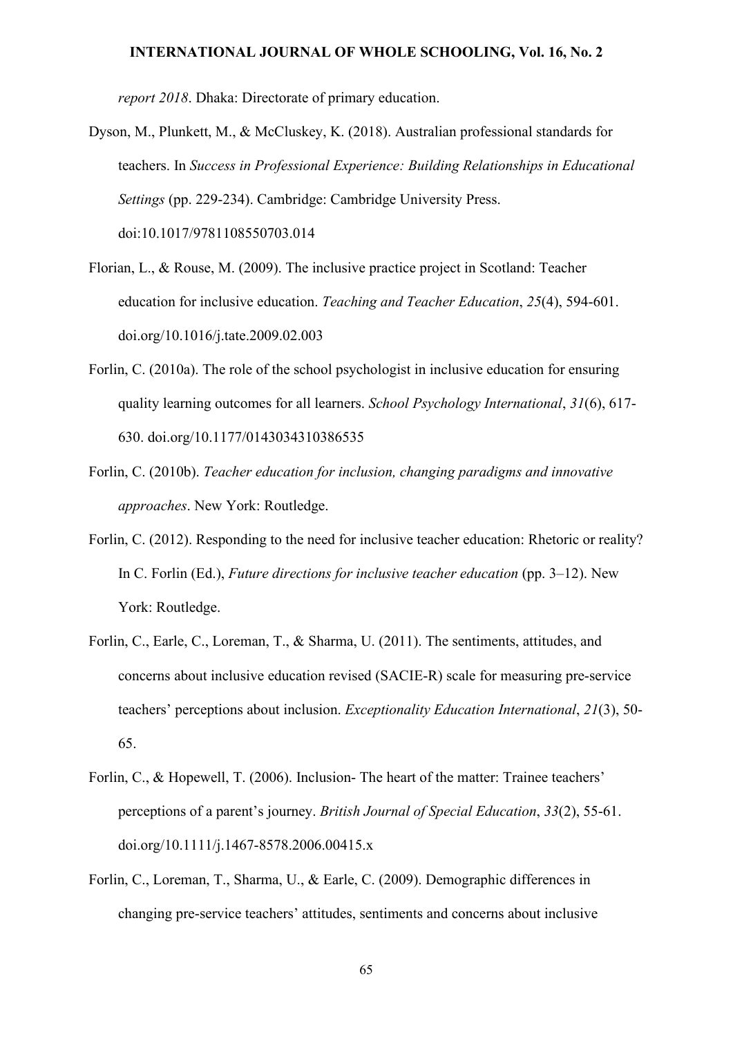*report 2018*. Dhaka: Directorate of primary education.

Dyson, M., Plunkett, M., & McCluskey, K. (2018). Australian professional standards for teachers. In *Success in Professional Experience: Building Relationships in Educational Settings* (pp. 229-234). Cambridge: Cambridge University Press. doi:10.1017/9781108550703.014

Florian, L., & Rouse, M. (2009). The inclusive practice project in Scotland: Teacher education for inclusive education. *Teaching and Teacher Education*, *25*(4), 594-601. doi.org/10.1016/j.tate.2009.02.003

Forlin, C. (2010a). The role of the school psychologist in inclusive education for ensuring quality learning outcomes for all learners. *School Psychology International*, *31*(6), 617-630. doi.org/10.1177/0143034310386535

Forlin, C. (2010b). *Teacher education for inclusion, changing paradigms and innovative approaches*. New York: Routledge.

Forlin, C. (2012). Responding to the need for inclusive teacher education: Rhetoric or reality? In C. Forlin (Ed.), *Future directions for inclusive teacher education* (pp. 3–12). New York: Routledge.

Forlin, C., Earle, C., Loreman, T., & Sharma, U. (2011). The sentiments, attitudes, and concerns about inclusive education revised (SACIE-R) scale for measuring pre-service teachers' perceptions about inclusion. *Exceptionality Education International*, *21*(3), 50-65.

Forlin, C., & Hopewell, T. (2006). Inclusion- The heart of the matter: Trainee teachers' perceptions of a parent's journey. *British Journal of Special Education*, *33*(2), 55-61. doi.org/10.1111/j.1467-8578.2006.00415.x

Forlin, C., Loreman, T., Sharma, U., & Earle, C. (2009). Demographic differences in changing pre-service teachers' attitudes, sentiments and concerns about inclusive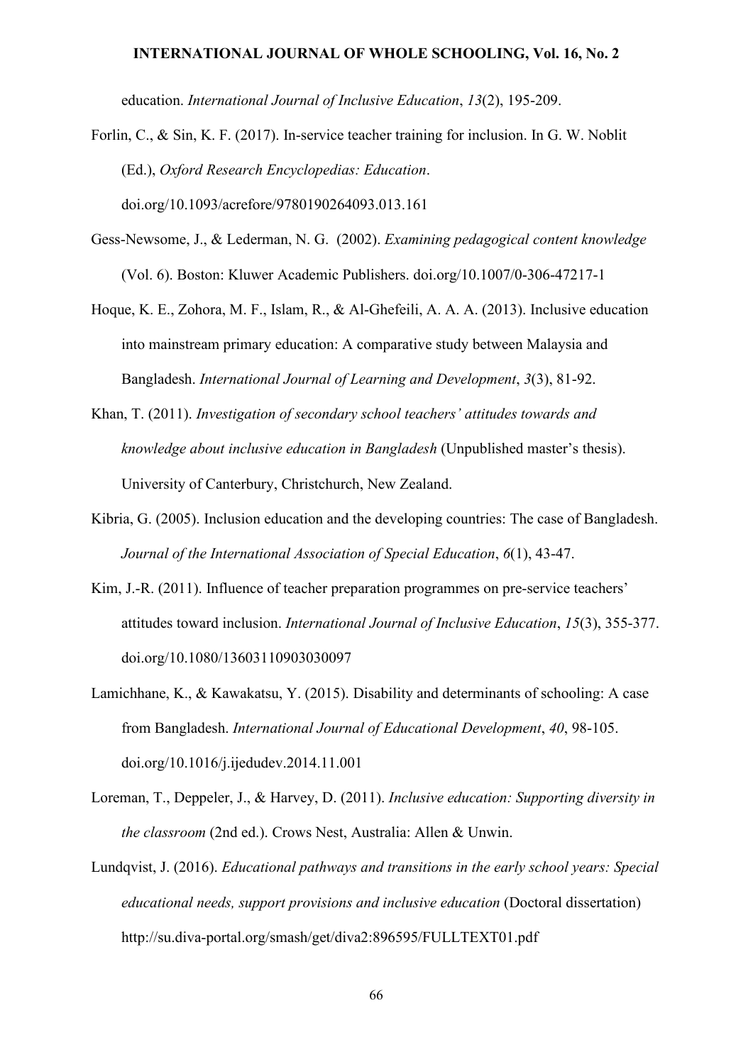education. *International Journal of Inclusive Education*, *13*(2), 195-209.

Forlin, C., & Sin, K. F. (2017). In-service teacher training for inclusion. In G. W. Noblit (Ed.), *Oxford Research Encyclopedias: Education*. doi.org/10.1093/acrefore/9780190264093.013.161

Gess-Newsome, J., & Lederman, N. G. (2002). *Examining pedagogical content knowledge* (Vol. 6). Boston: Kluwer Academic Publishers. doi.org/10.1007/0-306-47217-1

Hoque, K. E., Zohora, M. F., Islam, R., & Al-Ghefeili, A. A. A. (2013). Inclusive education into mainstream primary education: A comparative study between Malaysia and Bangladesh. *International Journal of Learning and Development*, *3*(3), 81-92.

Khan, T. (2011). *Investigation of secondary school teachers' attitudes towards and knowledge about inclusive education in Bangladesh* (Unpublished master's thesis). University of Canterbury, Christchurch, New Zealand.

Kibria, G. (2005). Inclusion education and the developing countries: The case of Bangladesh. *Journal of the International Association of Special Education*, *6*(1), 43-47.

Kim, J.-R. (2011). Influence of teacher preparation programmes on pre-service teachers' attitudes toward inclusion. *International Journal of Inclusive Education*, *15*(3), 355-377. doi.org/10.1080/13603110903030097

Lamichhane, K., & Kawakatsu, Y. (2015). Disability and determinants of schooling: A case from Bangladesh. *International Journal of Educational Development*, *40*, 98-105. doi.org/10.1016/j.ijedudev.2014.11.001

Loreman, T., Deppeler, J., & Harvey, D. (2011). *Inclusive education: Supporting diversity in the classroom* (2nd ed.). Crows Nest, Australia: Allen & Unwin.

Lundqvist, J. (2016). *Educational pathways and transitions in the early school years: Special educational needs, support provisions and inclusive education* (Doctoral dissertation) http://su.diva-portal.org/smash/get/diva2:896595/FULLTEXT01.pdf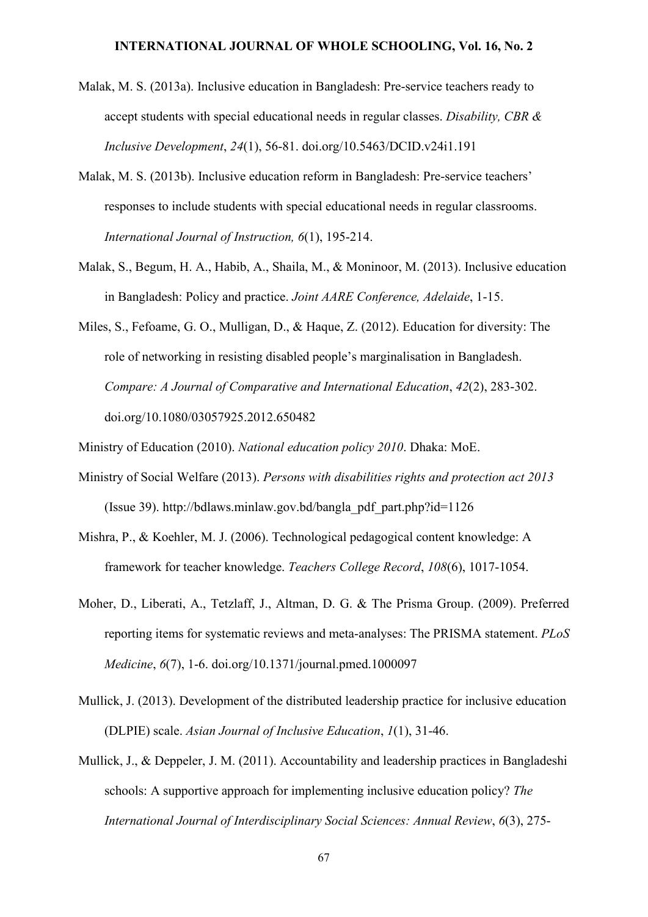Malak, M. S. (2013a). Inclusive education in Bangladesh: Pre-service teachers ready to accept students with special educational needs in regular classes. *Disability, CBR & Inclusive Development*, *24*(1), 56-81. doi.org/10.5463/DCID.v24i1.191

Malak, M. S. (2013b). Inclusive education reform in Bangladesh: Pre-service teachers' responses to include students with special educational needs in regular classrooms. *International Journal of Instruction, 6*(1), 195-214.

Malak, S., Begum, H. A., Habib, A., Shaila, M., & Moninoor, M. (2013). Inclusive education in Bangladesh: Policy and practice. *Joint AARE Conference, Adelaide*, 1-15.

Miles, S., Fefoame, G. O., Mulligan, D., & Haque, Z. (2012). Education for diversity: The role of networking in resisting disabled people's marginalisation in Bangladesh. *Compare: A Journal of Comparative and International Education*, *42*(2), 283-302. doi.org/10.1080/03057925.2012.650482

Ministry of Education (2010). *National education policy 2010*. Dhaka: MoE.

Ministry of Social Welfare (2013). *Persons with disabilities rights and protection act 2013* (Issue 39). http://bdlaws.minlaw.gov.bd/bangla_pdf_part.php?id=1126

Mishra, P., & Koehler, M. J. (2006). Technological pedagogical content knowledge: A framework for teacher knowledge. *Teachers College Record*, *108*(6), 1017-1054.

Moher, D., Liberati, A., Tetzlaff, J., Altman, D. G. & The Prisma Group. (2009). Preferred reporting items for systematic reviews and meta-analyses: The PRISMA statement. *PLoS Medicine*, *6*(7), 1-6. doi.org/10.1371/journal.pmed.1000097

Mullick, J. (2013). Development of the distributed leadership practice for inclusive education (DLPIE) scale. *Asian Journal of Inclusive Education*, *1*(1), 31-46.

Mullick, J., & Deppeler, J. M. (2011). Accountability and leadership practices in Bangladeshi schools: A supportive approach for implementing inclusive education policy? *The International Journal of Interdisciplinary Social Sciences: Annual Review*, *6*(3), 275-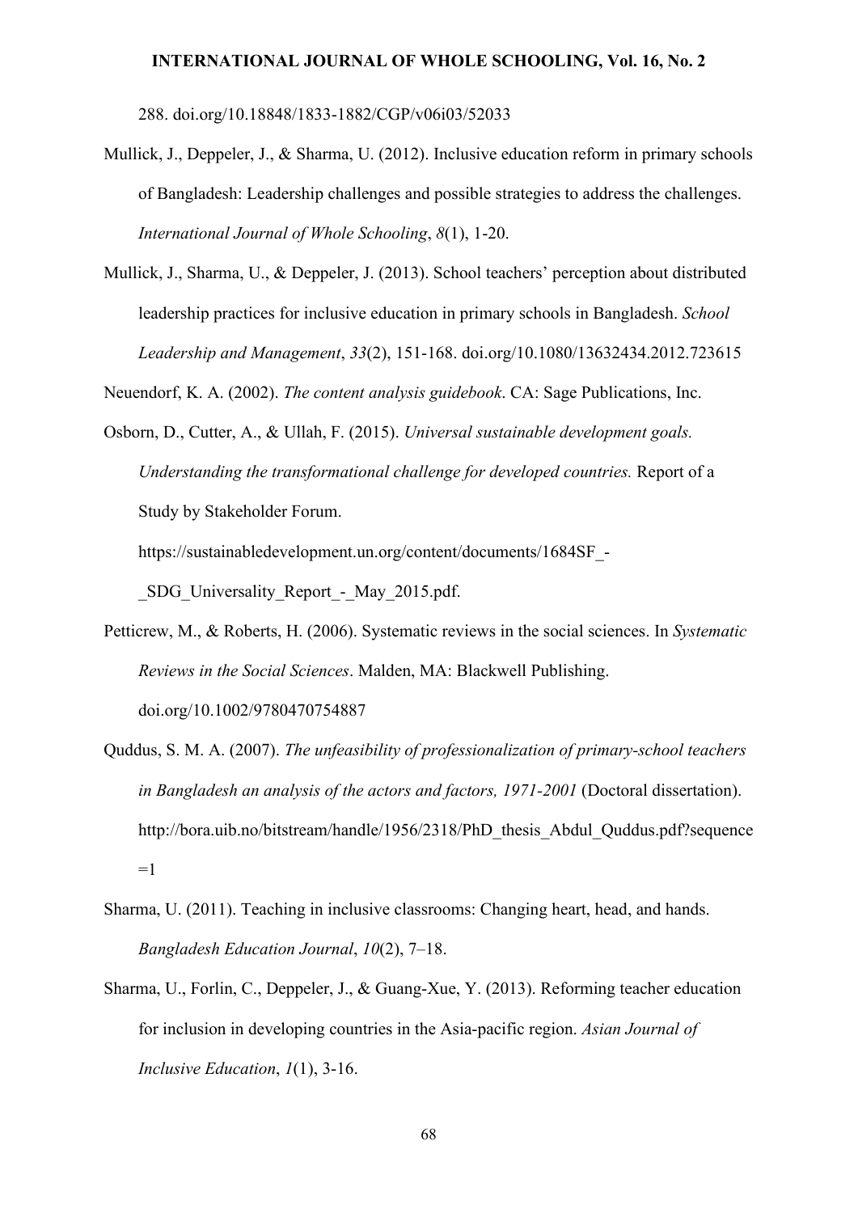288. doi.org/10.18848/1833-1882/CGP/v06i03/52033

Mullick, J., Deppeler, J., & Sharma, U. (2012). Inclusive education reform in primary schools of Bangladesh: Leadership challenges and possible strategies to address the challenges. *International Journal of Whole Schooling*, *8*(1), 1-20.

Mullick, J., Sharma, U., & Deppeler, J. (2013). School teachers' perception about distributed leadership practices for inclusive education in primary schools in Bangladesh. *School Leadership and Management*, *33*(2), 151-168. doi.org/10.1080/13632434.2012.723615

Neuendorf, K. A. (2002). *The content analysis guidebook*. CA: Sage Publications, Inc.

Osborn, D., Cutter, A., & Ullah, F. (2015). *Universal sustainable development goals. Understanding the transformational challenge for developed countries.* Report of a Study by Stakeholder Forum. https://sustainabledevelopment.un.org/content/documents/1684SF_-_SDG_Universality_Report_-_May_2015.pdf.

Petticrew, M., & Roberts, H. (2006). Systematic reviews in the social sciences. In *Systematic Reviews in the Social Sciences*. Malden, MA: Blackwell Publishing. doi.org/10.1002/9780470754887

Quddus, S. M. A. (2007). *The unfeasibility of professionalization of primary-school teachers in Bangladesh an analysis of the actors and factors, 1971-2001* (Doctoral dissertation). http://bora.uib.no/bitstream/handle/1956/2318/PhD_thesis_Abdul_Quddus.pdf?sequence=1

Sharma, U. (2011). Teaching in inclusive classrooms: Changing heart, head, and hands. *Bangladesh Education Journal*, *10*(2), 7–18.

Sharma, U., Forlin, C., Deppeler, J., & Guang-Xue, Y. (2013). Reforming teacher education for inclusion in developing countries in the Asia-pacific region. *Asian Journal of Inclusive Education*, *1*(1), 3-16.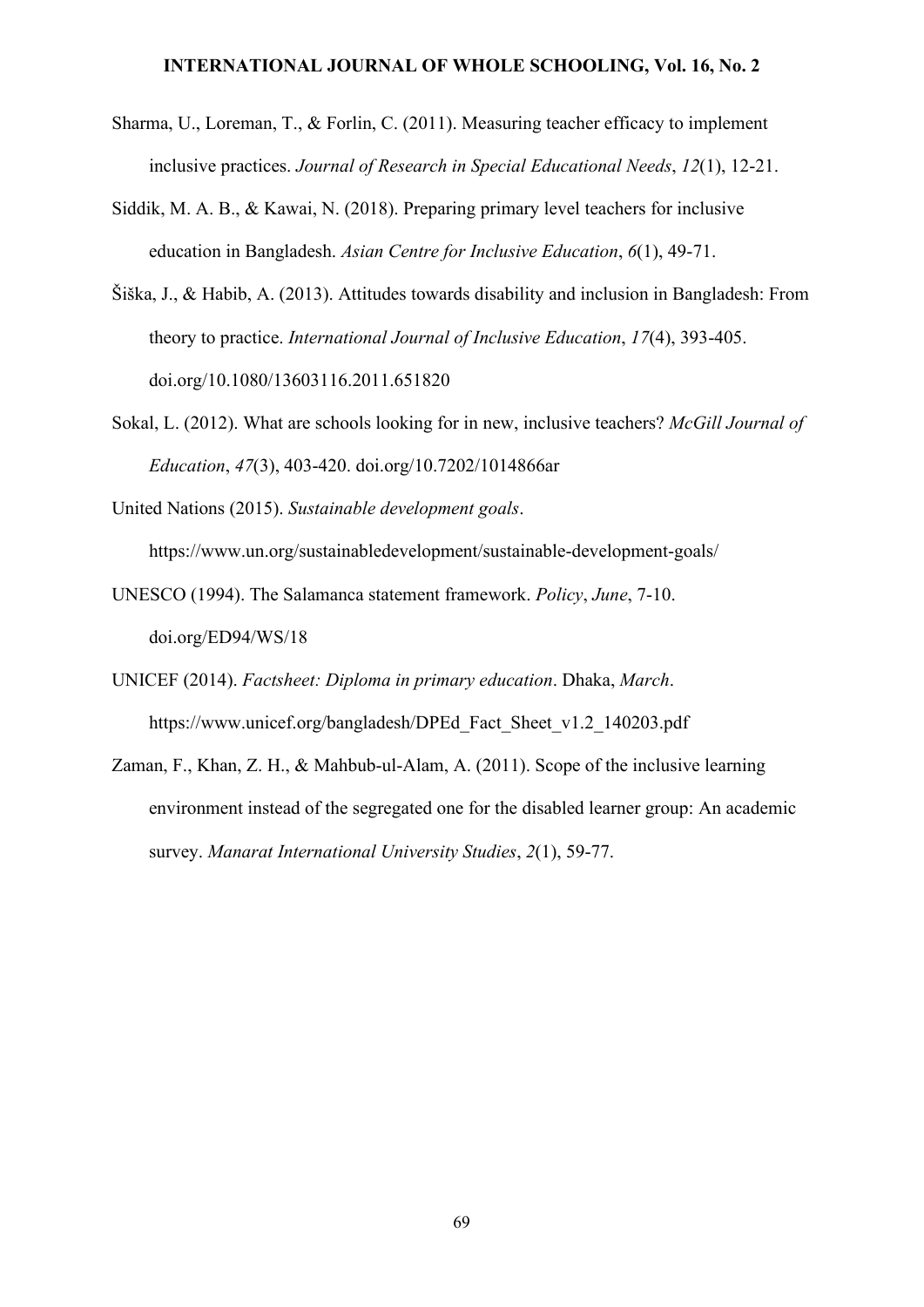Sharma, U., Loreman, T., & Forlin, C. (2011). Measuring teacher efficacy to implement inclusive practices. *Journal of Research in Special Educational Needs*, *12*(1), 12-21.

Siddik, M. A. B., & Kawai, N. (2018). Preparing primary level teachers for inclusive education in Bangladesh. *Asian Centre for Inclusive Education*, *6*(1), 49-71.

Šiška, J., & Habib, A. (2013). Attitudes towards disability and inclusion in Bangladesh: From theory to practice. *International Journal of Inclusive Education*, *17*(4), 393-405. doi.org/10.1080/13603116.2011.651820

Sokal, L. (2012). What are schools looking for in new, inclusive teachers? *McGill Journal of Education*, *47*(3), 403-420. doi.org/10.7202/1014866ar

United Nations (2015). *Sustainable development goals*. https://www.un.org/sustainabledevelopment/sustainable-development-goals/

UNESCO (1994). The Salamanca statement framework. *Policy*, *June*, 7-10. doi.org/ED94/WS/18

UNICEF (2014). *Factsheet: Diploma in primary education*. Dhaka, *March*. https://www.unicef.org/bangladesh/DPEd_Fact_Sheet_v1.2_140203.pdf

Zaman, F., Khan, Z. H., & Mahbub-ul-Alam, A. (2011). Scope of the inclusive learning environment instead of the segregated one for the disabled learner group: An academic survey. *Manarat International University Studies*, *2*(1), 59-77.